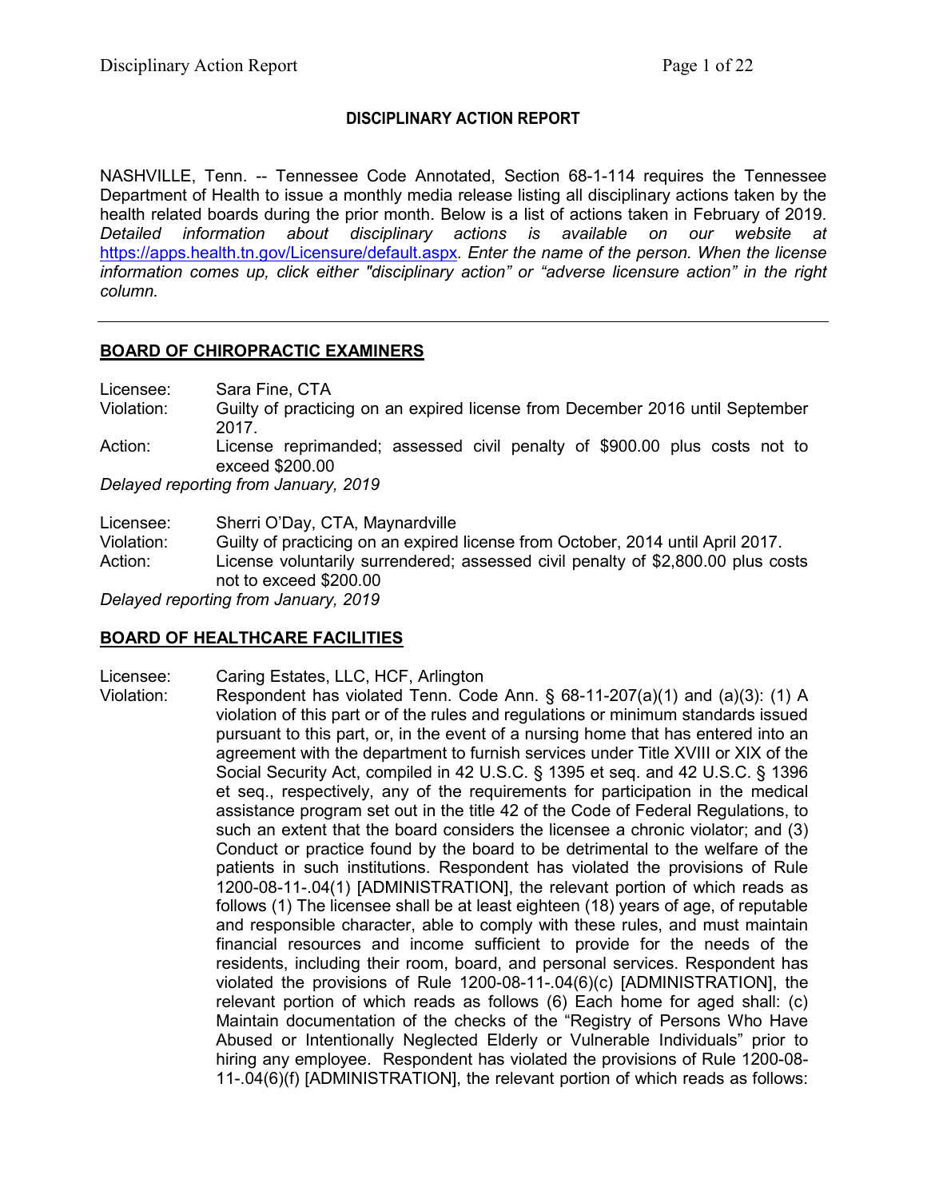## DISCIPLINARY ACTION REPORT

NASHVILLE, Tenn. -- Tennessee Code Annotated, Section 68-1-114 requires the Tennessee Department of Health to issue a monthly media release listing all disciplinary actions taken by the health related boards during the prior month. Below is a list of actions taken in February of 2019. *Detailed information about disciplinary actions is available on our website at* https://apps.health.tn.gov/Licensure/default.aspx*. Enter the name of the person. When the license information comes up, click either "disciplinary action" or "adverse licensure action" in the right column.*

---

### BOARD OF CHIROPRACTIC EXAMINERS

Licensee: Sara Fine, CTA
Violation: Guilty of practicing on an expired license from December 2016 until September 2017.
Action: License reprimanded; assessed civil penalty of $900.00 plus costs not to exceed $200.00
*Delayed reporting from January, 2019*

Licensee: Sherri O'Day, CTA, Maynardville
Violation: Guilty of practicing on an expired license from October, 2014 until April 2017.
Action: License voluntarily surrendered; assessed civil penalty of $2,800.00 plus costs not to exceed $200.00
*Delayed reporting from January, 2019*

### BOARD OF HEALTHCARE FACILITIES

Licensee: Caring Estates, LLC, HCF, Arlington
Violation: Respondent has violated Tenn. Code Ann. § 68-11-207(a)(1) and (a)(3): (1) A violation of this part or of the rules and regulations or minimum standards issued pursuant to this part, or, in the event of a nursing home that has entered into an agreement with the department to furnish services under Title XVIII or XIX of the Social Security Act, compiled in 42 U.S.C. § 1395 et seq. and 42 U.S.C. § 1396 et seq., respectively, any of the requirements for participation in the medical assistance program set out in the title 42 of the Code of Federal Regulations, to such an extent that the board considers the licensee a chronic violator; and (3) Conduct or practice found by the board to be detrimental to the welfare of the patients in such institutions. Respondent has violated the provisions of Rule 1200-08-11-.04(1) [ADMINISTRATION], the relevant portion of which reads as follows (1) The licensee shall be at least eighteen (18) years of age, of reputable and responsible character, able to comply with these rules, and must maintain financial resources and income sufficient to provide for the needs of the residents, including their room, board, and personal services. Respondent has violated the provisions of Rule 1200-08-11-.04(6)(c) [ADMINISTRATION], the relevant portion of which reads as follows (6) Each home for aged shall: (c) Maintain documentation of the checks of the "Registry of Persons Who Have Abused or Intentionally Neglected Elderly or Vulnerable Individuals" prior to hiring any employee. Respondent has violated the provisions of Rule 1200-08-11-.04(6)(f) [ADMINISTRATION], the relevant portion of which reads as follows: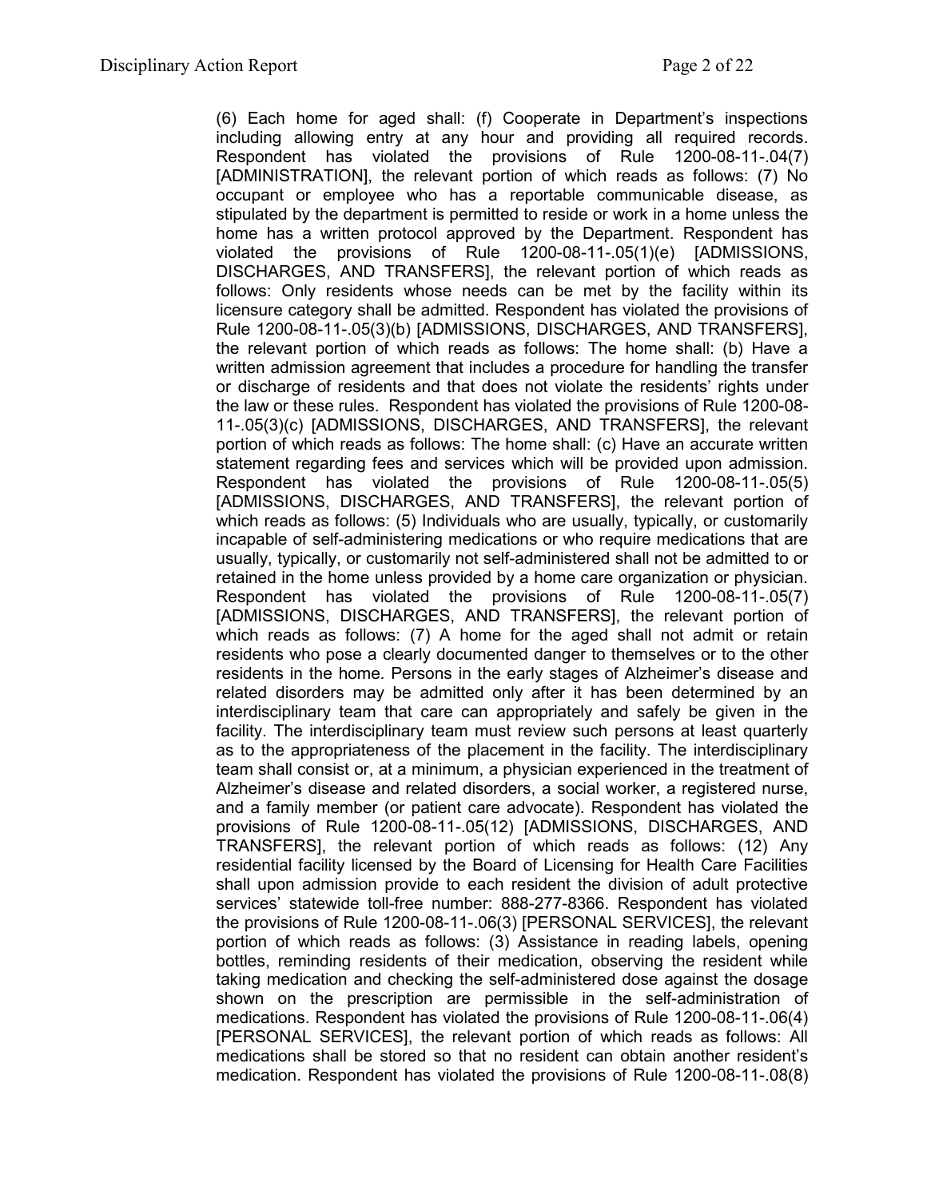(6) Each home for aged shall: (f) Cooperate in Department's inspections including allowing entry at any hour and providing all required records. Respondent has violated the provisions of Rule 1200-08-11-.04(7) [ADMINISTRATION], the relevant portion of which reads as follows: (7) No occupant or employee who has a reportable communicable disease, as stipulated by the department is permitted to reside or work in a home unless the home has a written protocol approved by the Department. Respondent has violated the provisions of Rule 1200-08-11-.05(1)(e) [ADMISSIONS, DISCHARGES, AND TRANSFERS], the relevant portion of which reads as follows: Only residents whose needs can be met by the facility within its licensure category shall be admitted. Respondent has violated the provisions of Rule 1200-08-11-.05(3)(b) [ADMISSIONS, DISCHARGES, AND TRANSFERS], the relevant portion of which reads as follows: The home shall: (b) Have a written admission agreement that includes a procedure for handling the transfer or discharge of residents and that does not violate the residents' rights under the law or these rules. Respondent has violated the provisions of Rule 1200-08-11-.05(3)(c) [ADMISSIONS, DISCHARGES, AND TRANSFERS], the relevant portion of which reads as follows: The home shall: (c) Have an accurate written statement regarding fees and services which will be provided upon admission. Respondent has violated the provisions of Rule 1200-08-11-.05(5) [ADMISSIONS, DISCHARGES, AND TRANSFERS], the relevant portion of which reads as follows: (5) Individuals who are usually, typically, or customarily incapable of self-administering medications or who require medications that are usually, typically, or customarily not self-administered shall not be admitted to or retained in the home unless provided by a home care organization or physician. Respondent has violated the provisions of Rule 1200-08-11-.05(7) [ADMISSIONS, DISCHARGES, AND TRANSFERS], the relevant portion of which reads as follows: (7) A home for the aged shall not admit or retain residents who pose a clearly documented danger to themselves or to the other residents in the home. Persons in the early stages of Alzheimer's disease and related disorders may be admitted only after it has been determined by an interdisciplinary team that care can appropriately and safely be given in the facility. The interdisciplinary team must review such persons at least quarterly as to the appropriateness of the placement in the facility. The interdisciplinary team shall consist or, at a minimum, a physician experienced in the treatment of Alzheimer's disease and related disorders, a social worker, a registered nurse, and a family member (or patient care advocate). Respondent has violated the provisions of Rule 1200-08-11-.05(12) [ADMISSIONS, DISCHARGES, AND TRANSFERS], the relevant portion of which reads as follows: (12) Any residential facility licensed by the Board of Licensing for Health Care Facilities shall upon admission provide to each resident the division of adult protective services' statewide toll-free number: 888-277-8366. Respondent has violated the provisions of Rule 1200-08-11-.06(3) [PERSONAL SERVICES], the relevant portion of which reads as follows: (3) Assistance in reading labels, opening bottles, reminding residents of their medication, observing the resident while taking medication and checking the self-administered dose against the dosage shown on the prescription are permissible in the self-administration of medications. Respondent has violated the provisions of Rule 1200-08-11-.06(4) [PERSONAL SERVICES], the relevant portion of which reads as follows: All medications shall be stored so that no resident can obtain another resident's medication. Respondent has violated the provisions of Rule 1200-08-11-.08(8)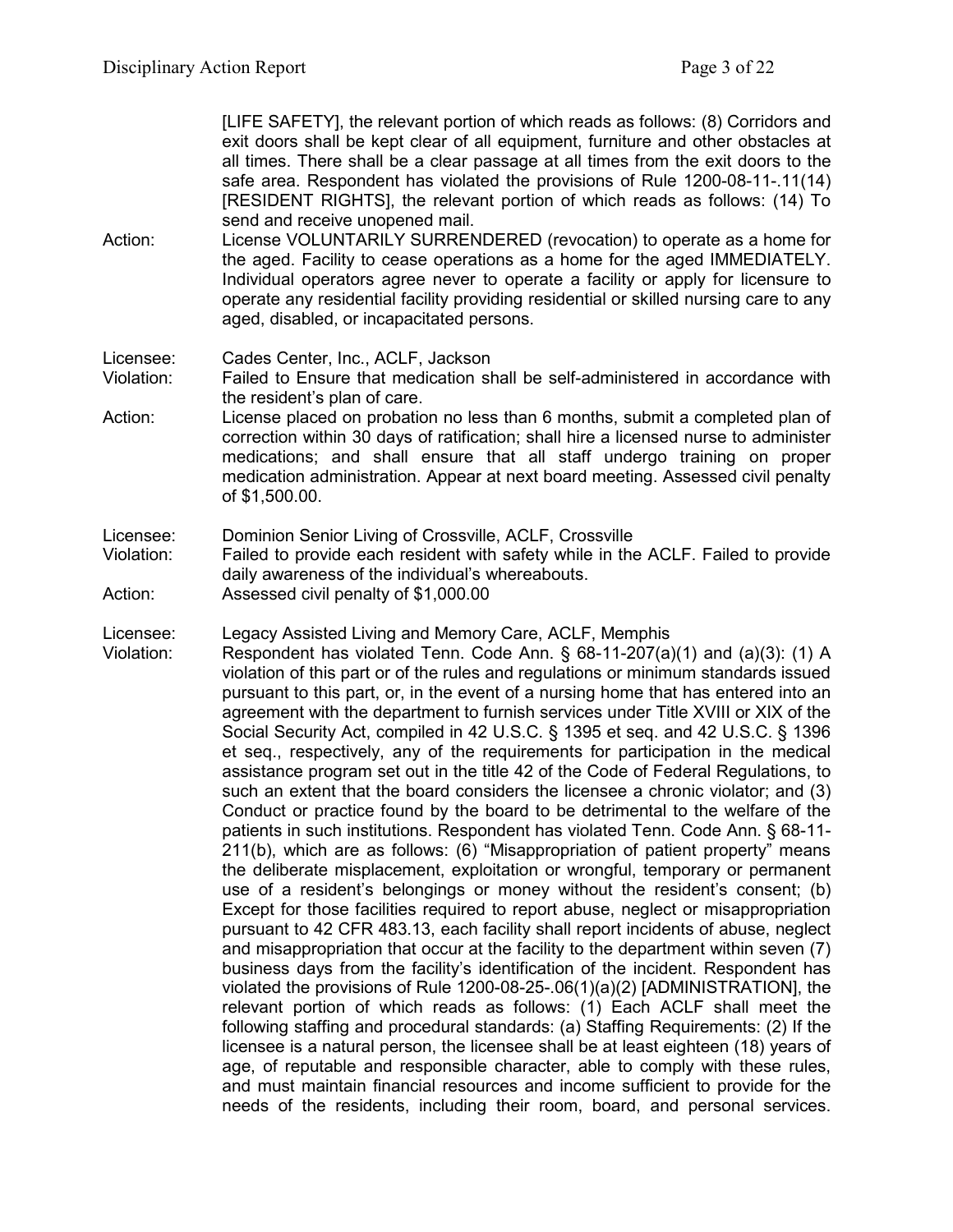[LIFE SAFETY], the relevant portion of which reads as follows: (8) Corridors and exit doors shall be kept clear of all equipment, furniture and other obstacles at all times. There shall be a clear passage at all times from the exit doors to the safe area. Respondent has violated the provisions of Rule 1200-08-11-.11(14) [RESIDENT RIGHTS], the relevant portion of which reads as follows: (14) To send and receive unopened mail.

Action: License VOLUNTARILY SURRENDERED (revocation) to operate as a home for the aged. Facility to cease operations as a home for the aged IMMEDIATELY. Individual operators agree never to operate a facility or apply for licensure to operate any residential facility providing residential or skilled nursing care to any aged, disabled, or incapacitated persons.

Licensee: Cades Center, Inc., ACLF, Jackson

Violation: Failed to Ensure that medication shall be self-administered in accordance with the resident's plan of care.

Action: License placed on probation no less than 6 months, submit a completed plan of correction within 30 days of ratification; shall hire a licensed nurse to administer medications; and shall ensure that all staff undergo training on proper medication administration. Appear at next board meeting. Assessed civil penalty of $1,500.00.

Licensee: Dominion Senior Living of Crossville, ACLF, Crossville

Violation: Failed to provide each resident with safety while in the ACLF. Failed to provide daily awareness of the individual's whereabouts.

Action: Assessed civil penalty of $1,000.00

Licensee: Legacy Assisted Living and Memory Care, ACLF, Memphis

Violation: Respondent has violated Tenn. Code Ann. § 68-11-207(a)(1) and (a)(3): (1) A violation of this part or of the rules and regulations or minimum standards issued pursuant to this part, or, in the event of a nursing home that has entered into an agreement with the department to furnish services under Title XVIII or XIX of the Social Security Act, compiled in 42 U.S.C. § 1395 et seq. and 42 U.S.C. § 1396 et seq., respectively, any of the requirements for participation in the medical assistance program set out in the title 42 of the Code of Federal Regulations, to such an extent that the board considers the licensee a chronic violator; and (3) Conduct or practice found by the board to be detrimental to the welfare of the patients in such institutions. Respondent has violated Tenn. Code Ann. § 68-11-211(b), which are as follows: (6) "Misappropriation of patient property" means the deliberate misplacement, exploitation or wrongful, temporary or permanent use of a resident's belongings or money without the resident's consent; (b) Except for those facilities required to report abuse, neglect or misappropriation pursuant to 42 CFR 483.13, each facility shall report incidents of abuse, neglect and misappropriation that occur at the facility to the department within seven (7) business days from the facility's identification of the incident. Respondent has violated the provisions of Rule 1200-08-25-.06(1)(a)(2) [ADMINISTRATION], the relevant portion of which reads as follows: (1) Each ACLF shall meet the following staffing and procedural standards: (a) Staffing Requirements: (2) If the licensee is a natural person, the licensee shall be at least eighteen (18) years of age, of reputable and responsible character, able to comply with these rules, and must maintain financial resources and income sufficient to provide for the needs of the residents, including their room, board, and personal services.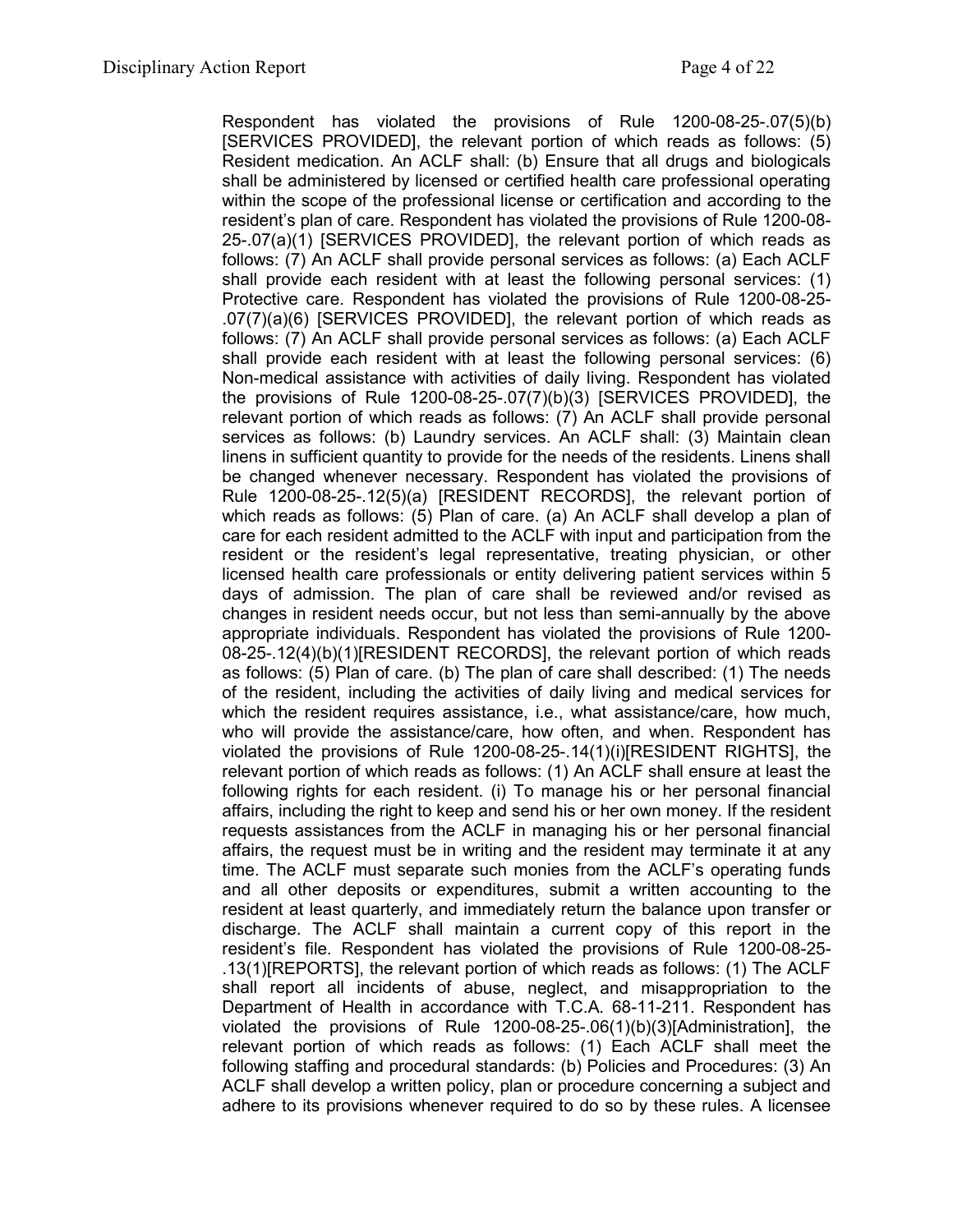Respondent has violated the provisions of Rule 1200-08-25-.07(5)(b) [SERVICES PROVIDED], the relevant portion of which reads as follows: (5) Resident medication. An ACLF shall: (b) Ensure that all drugs and biologicals shall be administered by licensed or certified health care professional operating within the scope of the professional license or certification and according to the resident's plan of care. Respondent has violated the provisions of Rule 1200-08-25-.07(a)(1) [SERVICES PROVIDED], the relevant portion of which reads as follows: (7) An ACLF shall provide personal services as follows: (a) Each ACLF shall provide each resident with at least the following personal services: (1) Protective care. Respondent has violated the provisions of Rule 1200-08-25-.07(7)(a)(6) [SERVICES PROVIDED], the relevant portion of which reads as follows: (7) An ACLF shall provide personal services as follows: (a) Each ACLF shall provide each resident with at least the following personal services: (6) Non-medical assistance with activities of daily living. Respondent has violated the provisions of Rule 1200-08-25-.07(7)(b)(3) [SERVICES PROVIDED], the relevant portion of which reads as follows: (7) An ACLF shall provide personal services as follows: (b) Laundry services. An ACLF shall: (3) Maintain clean linens in sufficient quantity to provide for the needs of the residents. Linens shall be changed whenever necessary. Respondent has violated the provisions of Rule 1200-08-25-.12(5)(a) [RESIDENT RECORDS], the relevant portion of which reads as follows: (5) Plan of care. (a) An ACLF shall develop a plan of care for each resident admitted to the ACLF with input and participation from the resident or the resident's legal representative, treating physician, or other licensed health care professionals or entity delivering patient services within 5 days of admission. The plan of care shall be reviewed and/or revised as changes in resident needs occur, but not less than semi-annually by the above appropriate individuals. Respondent has violated the provisions of Rule 1200-08-25-.12(4)(b)(1)[RESIDENT RECORDS], the relevant portion of which reads as follows: (5) Plan of care. (b) The plan of care shall described: (1) The needs of the resident, including the activities of daily living and medical services for which the resident requires assistance, i.e., what assistance/care, how much, who will provide the assistance/care, how often, and when. Respondent has violated the provisions of Rule 1200-08-25-.14(1)(i)[RESIDENT RIGHTS], the relevant portion of which reads as follows: (1) An ACLF shall ensure at least the following rights for each resident. (i) To manage his or her personal financial affairs, including the right to keep and send his or her own money. If the resident requests assistances from the ACLF in managing his or her personal financial affairs, the request must be in writing and the resident may terminate it at any time. The ACLF must separate such monies from the ACLF's operating funds and all other deposits or expenditures, submit a written accounting to the resident at least quarterly, and immediately return the balance upon transfer or discharge. The ACLF shall maintain a current copy of this report in the resident's file. Respondent has violated the provisions of Rule 1200-08-25-.13(1)[REPORTS], the relevant portion of which reads as follows: (1) The ACLF shall report all incidents of abuse, neglect, and misappropriation to the Department of Health in accordance with T.C.A. 68-11-211. Respondent has violated the provisions of Rule 1200-08-25-.06(1)(b)(3)[Administration], the relevant portion of which reads as follows: (1) Each ACLF shall meet the following staffing and procedural standards: (b) Policies and Procedures: (3) An ACLF shall develop a written policy, plan or procedure concerning a subject and adhere to its provisions whenever required to do so by these rules. A licensee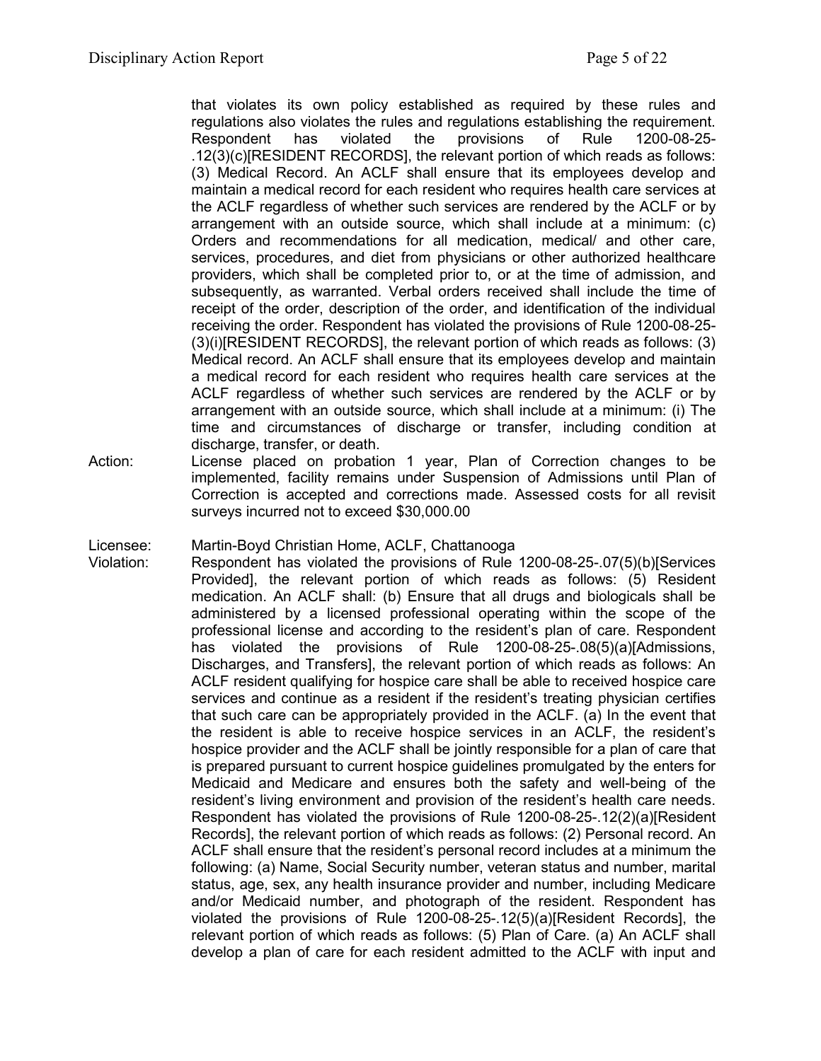that violates its own policy established as required by these rules and regulations also violates the rules and regulations establishing the requirement. Respondent has violated the provisions of Rule 1200-08-25-.12(3)(c)[RESIDENT RECORDS], the relevant portion of which reads as follows: (3) Medical Record. An ACLF shall ensure that its employees develop and maintain a medical record for each resident who requires health care services at the ACLF regardless of whether such services are rendered by the ACLF or by arrangement with an outside source, which shall include at a minimum: (c) Orders and recommendations for all medication, medical/ and other care, services, procedures, and diet from physicians or other authorized healthcare providers, which shall be completed prior to, or at the time of admission, and subsequently, as warranted. Verbal orders received shall include the time of receipt of the order, description of the order, and identification of the individual receiving the order. Respondent has violated the provisions of Rule 1200-08-25-(3)(i)[RESIDENT RECORDS], the relevant portion of which reads as follows: (3) Medical record. An ACLF shall ensure that its employees develop and maintain a medical record for each resident who requires health care services at the ACLF regardless of whether such services are rendered by the ACLF or by arrangement with an outside source, which shall include at a minimum: (i) The time and circumstances of discharge or transfer, including condition at discharge, transfer, or death.

Action: License placed on probation 1 year, Plan of Correction changes to be implemented, facility remains under Suspension of Admissions until Plan of Correction is accepted and corrections made. Assessed costs for all revisit surveys incurred not to exceed $30,000.00

Licensee: Martin-Boyd Christian Home, ACLF, Chattanooga

Violation: Respondent has violated the provisions of Rule 1200-08-25-.07(5)(b)[Services Provided], the relevant portion of which reads as follows: (5) Resident medication. An ACLF shall: (b) Ensure that all drugs and biologicals shall be administered by a licensed professional operating within the scope of the professional license and according to the resident's plan of care. Respondent has violated the provisions of Rule 1200-08-25-.08(5)(a)[Admissions, Discharges, and Transfers], the relevant portion of which reads as follows: An ACLF resident qualifying for hospice care shall be able to received hospice care services and continue as a resident if the resident's treating physician certifies that such care can be appropriately provided in the ACLF. (a) In the event that the resident is able to receive hospice services in an ACLF, the resident's hospice provider and the ACLF shall be jointly responsible for a plan of care that is prepared pursuant to current hospice guidelines promulgated by the enters for Medicaid and Medicare and ensures both the safety and well-being of the resident's living environment and provision of the resident's health care needs. Respondent has violated the provisions of Rule 1200-08-25-.12(2)(a)[Resident Records], the relevant portion of which reads as follows: (2) Personal record. An ACLF shall ensure that the resident's personal record includes at a minimum the following: (a) Name, Social Security number, veteran status and number, marital status, age, sex, any health insurance provider and number, including Medicare and/or Medicaid number, and photograph of the resident. Respondent has violated the provisions of Rule 1200-08-25-.12(5)(a)[Resident Records], the relevant portion of which reads as follows: (5) Plan of Care. (a) An ACLF shall develop a plan of care for each resident admitted to the ACLF with input and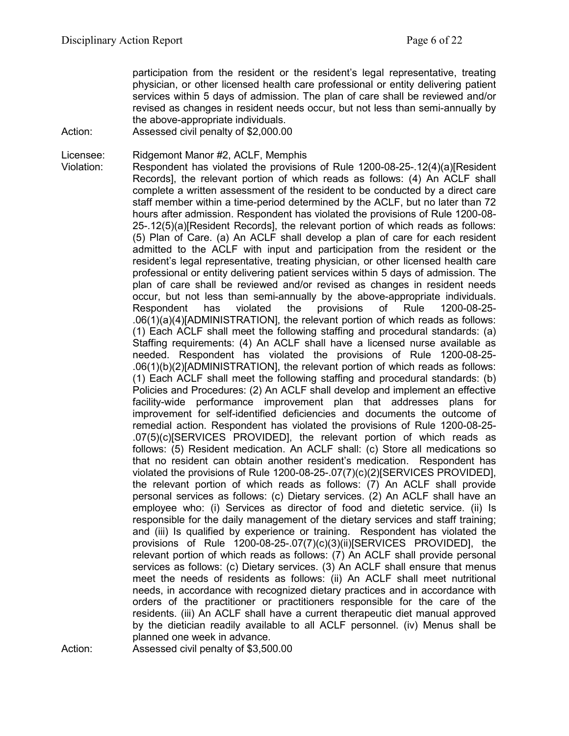participation from the resident or the resident's legal representative, treating physician, or other licensed health care professional or entity delivering patient services within 5 days of admission. The plan of care shall be reviewed and/or revised as changes in resident needs occur, but not less than semi-annually by the above-appropriate individuals.

Action: Assessed civil penalty of $2,000.00

Licensee: Ridgemont Manor #2, ACLF, Memphis

Violation: Respondent has violated the provisions of Rule 1200-08-25-.12(4)(a)[Resident Records], the relevant portion of which reads as follows: (4) An ACLF shall complete a written assessment of the resident to be conducted by a direct care staff member within a time-period determined by the ACLF, but no later than 72 hours after admission. Respondent has violated the provisions of Rule 1200-08-25-.12(5)(a)[Resident Records], the relevant portion of which reads as follows: (5) Plan of Care. (a) An ACLF shall develop a plan of care for each resident admitted to the ACLF with input and participation from the resident or the resident's legal representative, treating physician, or other licensed health care professional or entity delivering patient services within 5 days of admission. The plan of care shall be reviewed and/or revised as changes in resident needs occur, but not less than semi-annually by the above-appropriate individuals. Respondent has violated the provisions of Rule 1200-08-25-.06(1)(a)(4)[ADMINISTRATION], the relevant portion of which reads as follows: (1) Each ACLF shall meet the following staffing and procedural standards: (a) Staffing requirements: (4) An ACLF shall have a licensed nurse available as needed. Respondent has violated the provisions of Rule 1200-08-25-.06(1)(b)(2)[ADMINISTRATION], the relevant portion of which reads as follows: (1) Each ACLF shall meet the following staffing and procedural standards: (b) Policies and Procedures: (2) An ACLF shall develop and implement an effective facility-wide performance improvement plan that addresses plans for improvement for self-identified deficiencies and documents the outcome of remedial action. Respondent has violated the provisions of Rule 1200-08-25-.07(5)(c)[SERVICES PROVIDED], the relevant portion of which reads as follows: (5) Resident medication. An ACLF shall: (c) Store all medications so that no resident can obtain another resident's medication. Respondent has violated the provisions of Rule 1200-08-25-.07(7)(c)(2)[SERVICES PROVIDED], the relevant portion of which reads as follows: (7) An ACLF shall provide personal services as follows: (c) Dietary services. (2) An ACLF shall have an employee who: (i) Services as director of food and dietetic service. (ii) Is responsible for the daily management of the dietary services and staff training; and (iii) Is qualified by experience or training. Respondent has violated the provisions of Rule 1200-08-25-.07(7)(c)(3)(ii)[SERVICES PROVIDED], the relevant portion of which reads as follows: (7) An ACLF shall provide personal services as follows: (c) Dietary services. (3) An ACLF shall ensure that menus meet the needs of residents as follows: (ii) An ACLF shall meet nutritional needs, in accordance with recognized dietary practices and in accordance with orders of the practitioner or practitioners responsible for the care of the residents. (iii) An ACLF shall have a current therapeutic diet manual approved by the dietician readily available to all ACLF personnel. (iv) Menus shall be planned one week in advance.

Action: Assessed civil penalty of $3,500.00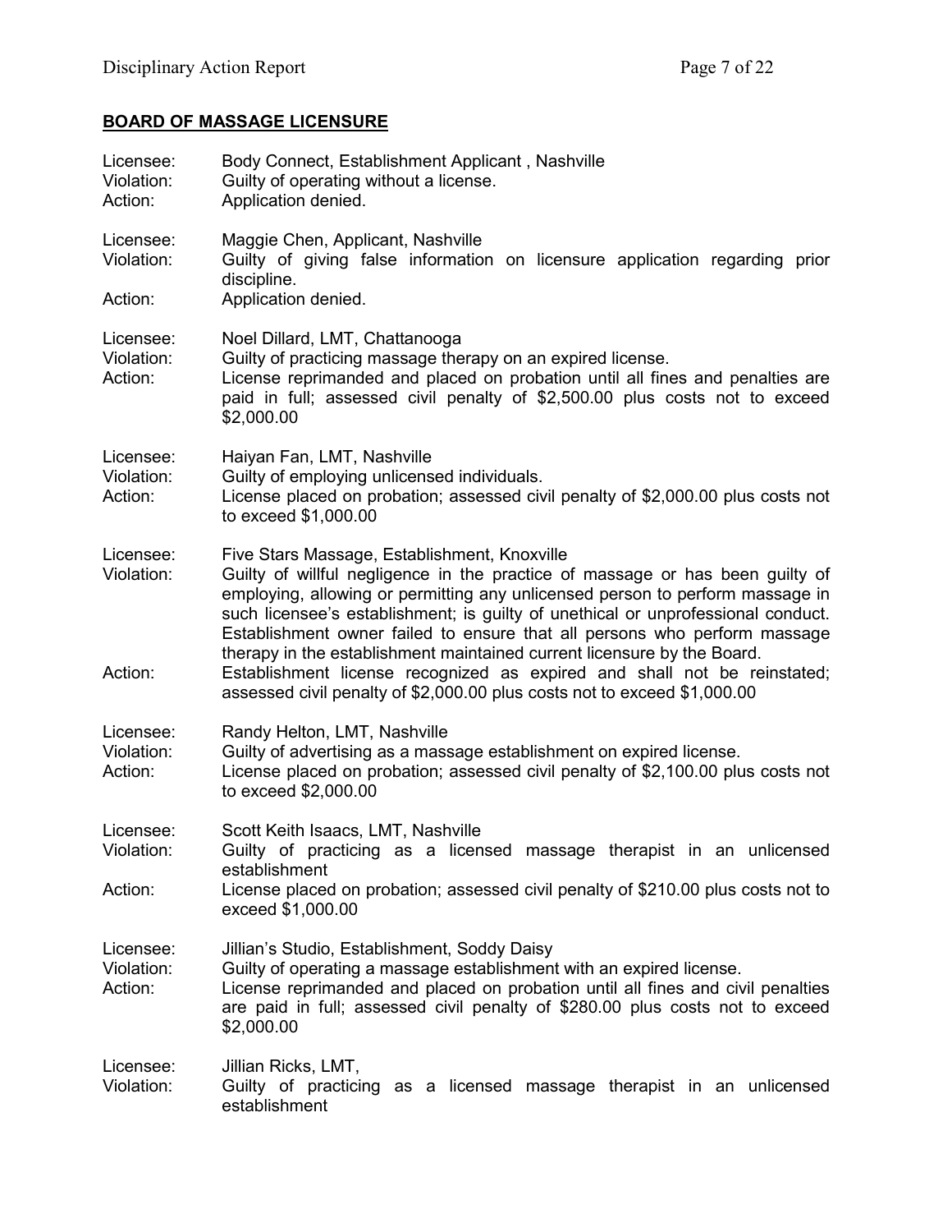## BOARD OF MASSAGE LICENSURE

Licensee: Body Connect, Establishment Applicant , Nashville
Violation: Guilty of operating without a license.
Action: Application denied.

Licensee: Maggie Chen, Applicant, Nashville
Violation: Guilty of giving false information on licensure application regarding prior discipline.
Action: Application denied.

Licensee: Noel Dillard, LMT, Chattanooga
Violation: Guilty of practicing massage therapy on an expired license.
Action: License reprimanded and placed on probation until all fines and penalties are paid in full; assessed civil penalty of $2,500.00 plus costs not to exceed $2,000.00

Licensee: Haiyan Fan, LMT, Nashville
Violation: Guilty of employing unlicensed individuals.
Action: License placed on probation; assessed civil penalty of $2,000.00 plus costs not to exceed $1,000.00

Licensee: Five Stars Massage, Establishment, Knoxville
Violation: Guilty of willful negligence in the practice of massage or has been guilty of employing, allowing or permitting any unlicensed person to perform massage in such licensee's establishment; is guilty of unethical or unprofessional conduct. Establishment owner failed to ensure that all persons who perform massage therapy in the establishment maintained current licensure by the Board.
Action: Establishment license recognized as expired and shall not be reinstated; assessed civil penalty of $2,000.00 plus costs not to exceed $1,000.00

Licensee: Randy Helton, LMT, Nashville
Violation: Guilty of advertising as a massage establishment on expired license.
Action: License placed on probation; assessed civil penalty of $2,100.00 plus costs not to exceed $2,000.00

Licensee: Scott Keith Isaacs, LMT, Nashville
Violation: Guilty of practicing as a licensed massage therapist in an unlicensed establishment
Action: License placed on probation; assessed civil penalty of $210.00 plus costs not to exceed $1,000.00

Licensee: Jillian's Studio, Establishment, Soddy Daisy
Violation: Guilty of operating a massage establishment with an expired license.
Action: License reprimanded and placed on probation until all fines and civil penalties are paid in full; assessed civil penalty of $280.00 plus costs not to exceed $2,000.00

Licensee: Jillian Ricks, LMT,
Violation: Guilty of practicing as a licensed massage therapist in an unlicensed establishment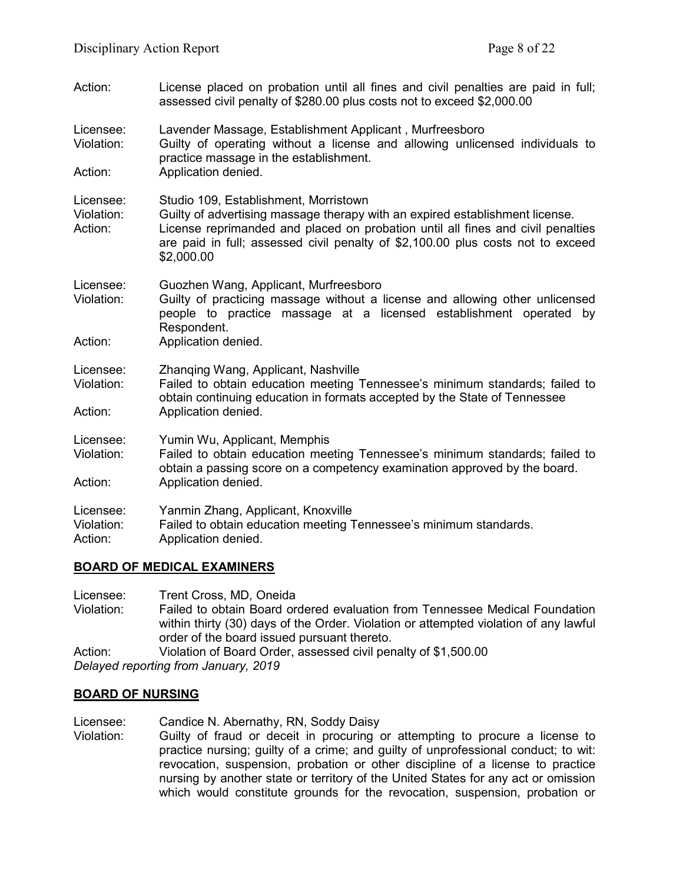Action: License placed on probation until all fines and civil penalties are paid in full; assessed civil penalty of $280.00 plus costs not to exceed $2,000.00

Licensee: Lavender Massage, Establishment Applicant , Murfreesboro
Violation: Guilty of operating without a license and allowing unlicensed individuals to practice massage in the establishment.
Action: Application denied.

Licensee: Studio 109, Establishment, Morristown
Violation: Guilty of advertising massage therapy with an expired establishment license.
Action: License reprimanded and placed on probation until all fines and civil penalties are paid in full; assessed civil penalty of $2,100.00 plus costs not to exceed $2,000.00

Licensee: Guozhen Wang, Applicant, Murfreesboro
Violation: Guilty of practicing massage without a license and allowing other unlicensed people to practice massage at a licensed establishment operated by Respondent.
Action: Application denied.

Licensee: Zhanqing Wang, Applicant, Nashville
Violation: Failed to obtain education meeting Tennessee's minimum standards; failed to obtain continuing education in formats accepted by the State of Tennessee
Action: Application denied.

Licensee: Yumin Wu, Applicant, Memphis
Violation: Failed to obtain education meeting Tennessee's minimum standards; failed to obtain a passing score on a competency examination approved by the board.
Action: Application denied.

Licensee: Yanmin Zhang, Applicant, Knoxville
Violation: Failed to obtain education meeting Tennessee's minimum standards.
Action: Application denied.

## BOARD OF MEDICAL EXAMINERS

Licensee: Trent Cross, MD, Oneida
Violation: Failed to obtain Board ordered evaluation from Tennessee Medical Foundation within thirty (30) days of the Order. Violation or attempted violation of any lawful order of the board issued pursuant thereto.
Action: Violation of Board Order, assessed civil penalty of $1,500.00
*Delayed reporting from January, 2019*

## BOARD OF NURSING

Licensee: Candice N. Abernathy, RN, Soddy Daisy
Violation: Guilty of fraud or deceit in procuring or attempting to procure a license to practice nursing; guilty of a crime; and guilty of unprofessional conduct; to wit: revocation, suspension, probation or other discipline of a license to practice nursing by another state or territory of the United States for any act or omission which would constitute grounds for the revocation, suspension, probation or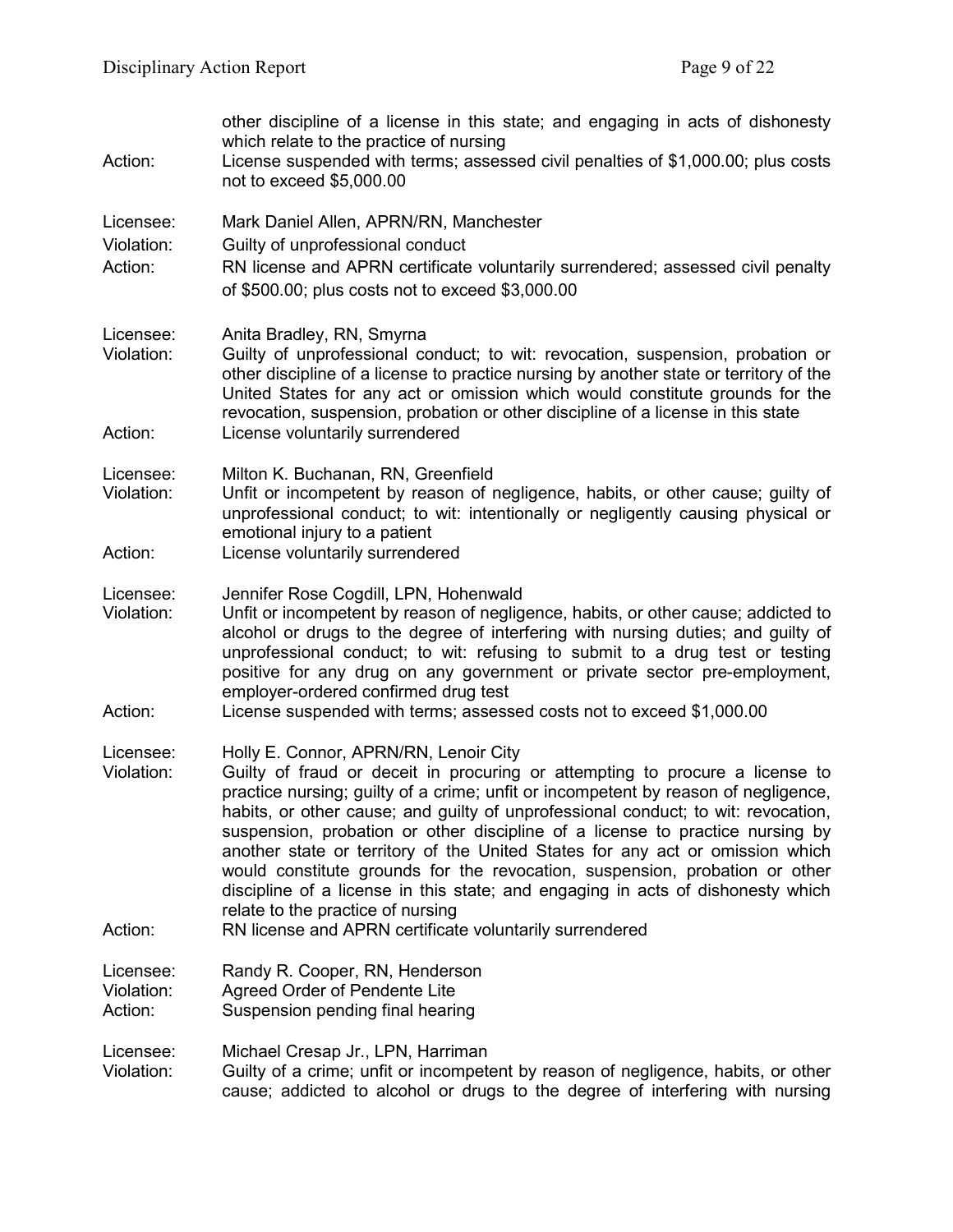other discipline of a license in this state; and engaging in acts of dishonesty which relate to the practice of nursing

Action: License suspended with terms; assessed civil penalties of $1,000.00; plus costs not to exceed $5,000.00

Licensee: Mark Daniel Allen, APRN/RN, Manchester

Violation: Guilty of unprofessional conduct

Action: RN license and APRN certificate voluntarily surrendered; assessed civil penalty of $500.00; plus costs not to exceed $3,000.00

Licensee: Anita Bradley, RN, Smyrna

Violation: Guilty of unprofessional conduct; to wit: revocation, suspension, probation or other discipline of a license to practice nursing by another state or territory of the United States for any act or omission which would constitute grounds for the revocation, suspension, probation or other discipline of a license in this state

Action: License voluntarily surrendered

Licensee: Milton K. Buchanan, RN, Greenfield

Violation: Unfit or incompetent by reason of negligence, habits, or other cause; guilty of unprofessional conduct; to wit: intentionally or negligently causing physical or emotional injury to a patient

Action: License voluntarily surrendered

Licensee: Jennifer Rose Cogdill, LPN, Hohenwald

Violation: Unfit or incompetent by reason of negligence, habits, or other cause; addicted to alcohol or drugs to the degree of interfering with nursing duties; and guilty of unprofessional conduct; to wit: refusing to submit to a drug test or testing positive for any drug on any government or private sector pre-employment, employer-ordered confirmed drug test

Action: License suspended with terms; assessed costs not to exceed $1,000.00

Licensee: Holly E. Connor, APRN/RN, Lenoir City

Violation: Guilty of fraud or deceit in procuring or attempting to procure a license to practice nursing; guilty of a crime; unfit or incompetent by reason of negligence, habits, or other cause; and guilty of unprofessional conduct; to wit: revocation, suspension, probation or other discipline of a license to practice nursing by another state or territory of the United States for any act or omission which would constitute grounds for the revocation, suspension, probation or other discipline of a license in this state; and engaging in acts of dishonesty which relate to the practice of nursing

Action: RN license and APRN certificate voluntarily surrendered

Licensee: Randy R. Cooper, RN, Henderson

Violation: Agreed Order of Pendente Lite

Action: Suspension pending final hearing

Licensee: Michael Cresap Jr., LPN, Harriman

Violation: Guilty of a crime; unfit or incompetent by reason of negligence, habits, or other cause; addicted to alcohol or drugs to the degree of interfering with nursing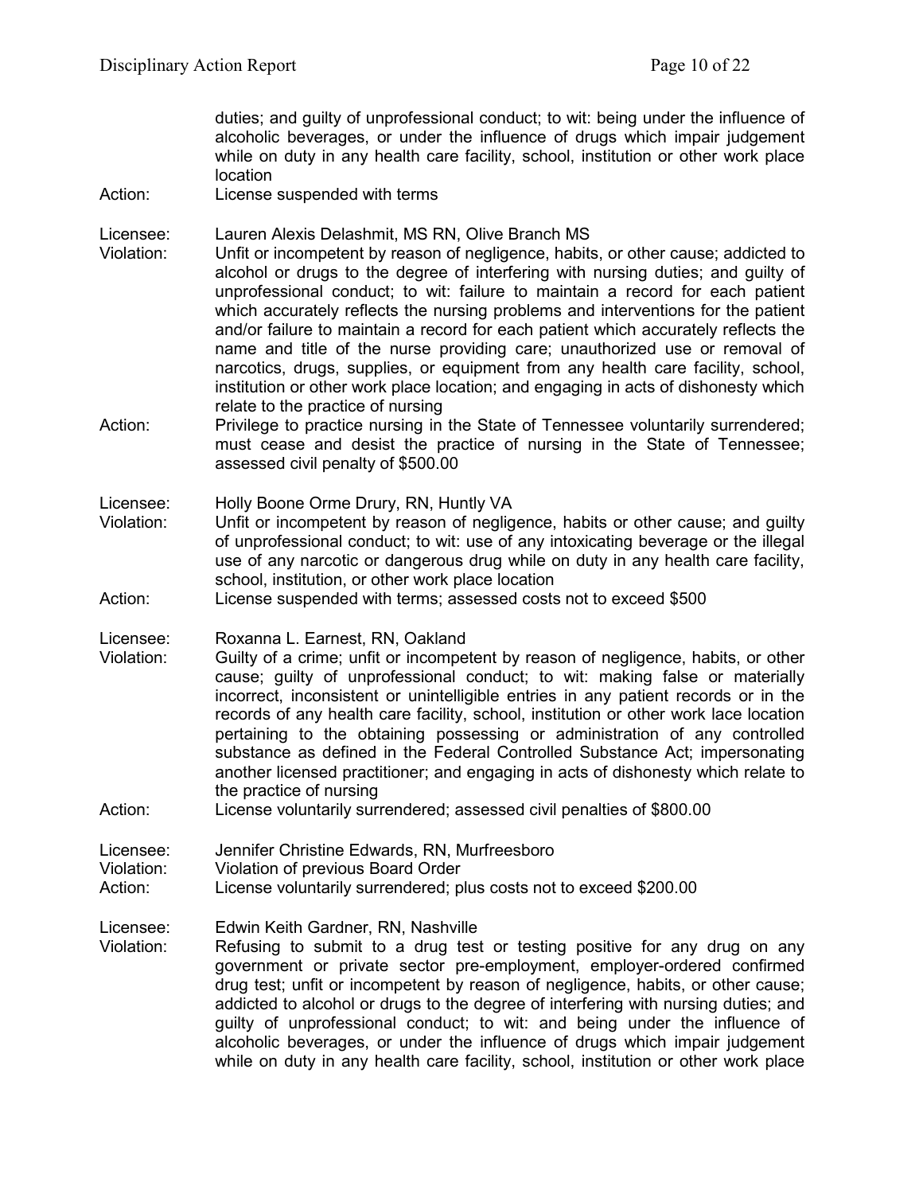duties; and guilty of unprofessional conduct; to wit: being under the influence of alcoholic beverages, or under the influence of drugs which impair judgement while on duty in any health care facility, school, institution or other work place location

Action: License suspended with terms

Licensee: Lauren Alexis Delashmit, MS RN, Olive Branch MS

Violation: Unfit or incompetent by reason of negligence, habits, or other cause; addicted to alcohol or drugs to the degree of interfering with nursing duties; and guilty of unprofessional conduct; to wit: failure to maintain a record for each patient which accurately reflects the nursing problems and interventions for the patient and/or failure to maintain a record for each patient which accurately reflects the name and title of the nurse providing care; unauthorized use or removal of narcotics, drugs, supplies, or equipment from any health care facility, school, institution or other work place location; and engaging in acts of dishonesty which relate to the practice of nursing

Action: Privilege to practice nursing in the State of Tennessee voluntarily surrendered; must cease and desist the practice of nursing in the State of Tennessee; assessed civil penalty of $500.00

Licensee: Holly Boone Orme Drury, RN, Huntly VA

Violation: Unfit or incompetent by reason of negligence, habits or other cause; and guilty of unprofessional conduct; to wit: use of any intoxicating beverage or the illegal use of any narcotic or dangerous drug while on duty in any health care facility, school, institution, or other work place location

Action: License suspended with terms; assessed costs not to exceed $500

Licensee: Roxanna L. Earnest, RN, Oakland

Violation: Guilty of a crime; unfit or incompetent by reason of negligence, habits, or other cause; guilty of unprofessional conduct; to wit: making false or materially incorrect, inconsistent or unintelligible entries in any patient records or in the records of any health care facility, school, institution or other work lace location pertaining to the obtaining possessing or administration of any controlled substance as defined in the Federal Controlled Substance Act; impersonating another licensed practitioner; and engaging in acts of dishonesty which relate to the practice of nursing

Action: License voluntarily surrendered; assessed civil penalties of $800.00

Licensee: Jennifer Christine Edwards, RN, Murfreesboro

Violation: Violation of previous Board Order

Action: License voluntarily surrendered; plus costs not to exceed $200.00

Licensee: Edwin Keith Gardner, RN, Nashville

Violation: Refusing to submit to a drug test or testing positive for any drug on any government or private sector pre-employment, employer-ordered confirmed drug test; unfit or incompetent by reason of negligence, habits, or other cause; addicted to alcohol or drugs to the degree of interfering with nursing duties; and guilty of unprofessional conduct; to wit: and being under the influence of alcoholic beverages, or under the influence of drugs which impair judgement while on duty in any health care facility, school, institution or other work place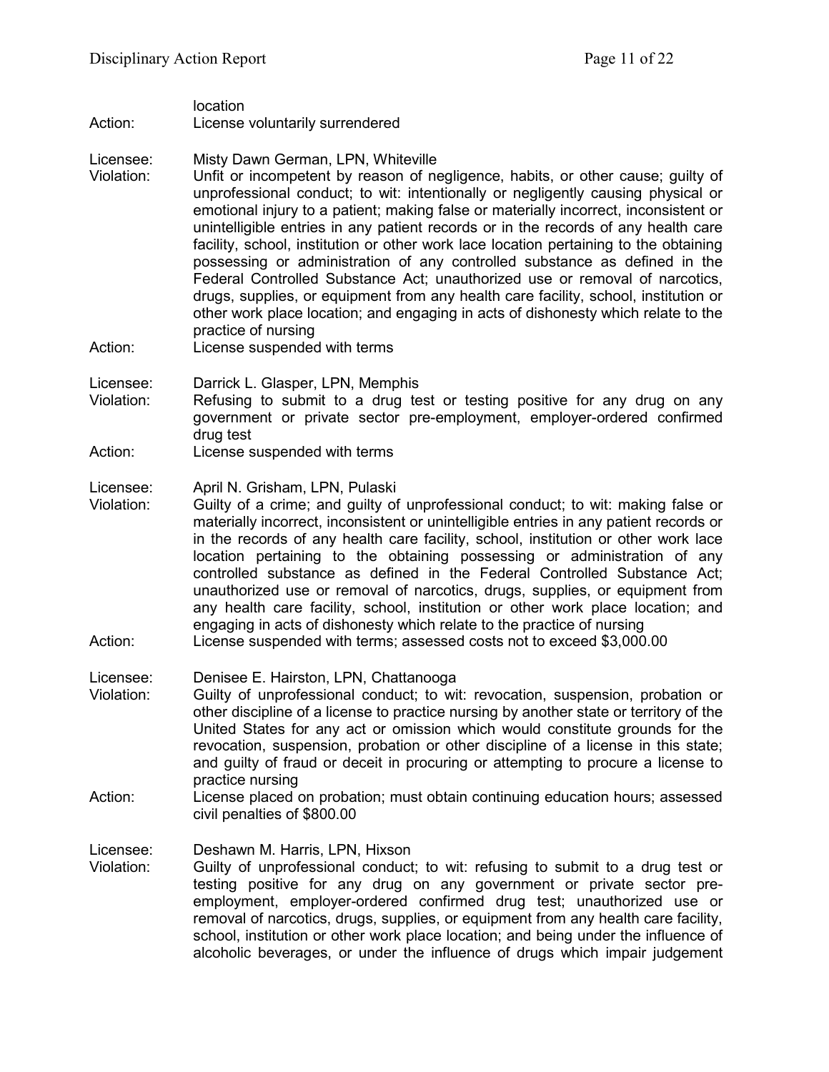location

Action: License voluntarily surrendered

Licensee: Misty Dawn German, LPN, Whiteville

Violation: Unfit or incompetent by reason of negligence, habits, or other cause; guilty of unprofessional conduct; to wit: intentionally or negligently causing physical or emotional injury to a patient; making false or materially incorrect, inconsistent or unintelligible entries in any patient records or in the records of any health care facility, school, institution or other work lace location pertaining to the obtaining possessing or administration of any controlled substance as defined in the Federal Controlled Substance Act; unauthorized use or removal of narcotics, drugs, supplies, or equipment from any health care facility, school, institution or other work place location; and engaging in acts of dishonesty which relate to the practice of nursing

Action: License suspended with terms

Licensee: Darrick L. Glasper, LPN, Memphis

Violation: Refusing to submit to a drug test or testing positive for any drug on any government or private sector pre-employment, employer-ordered confirmed drug test

Action: License suspended with terms

Licensee: April N. Grisham, LPN, Pulaski

Violation: Guilty of a crime; and guilty of unprofessional conduct; to wit: making false or materially incorrect, inconsistent or unintelligible entries in any patient records or in the records of any health care facility, school, institution or other work lace location pertaining to the obtaining possessing or administration of any controlled substance as defined in the Federal Controlled Substance Act; unauthorized use or removal of narcotics, drugs, supplies, or equipment from any health care facility, school, institution or other work place location; and engaging in acts of dishonesty which relate to the practice of nursing

Action: License suspended with terms; assessed costs not to exceed $3,000.00

Licensee: Denisee E. Hairston, LPN, Chattanooga

Violation: Guilty of unprofessional conduct; to wit: revocation, suspension, probation or other discipline of a license to practice nursing by another state or territory of the United States for any act or omission which would constitute grounds for the revocation, suspension, probation or other discipline of a license in this state; and guilty of fraud or deceit in procuring or attempting to procure a license to practice nursing

Action: License placed on probation; must obtain continuing education hours; assessed civil penalties of $800.00

Licensee: Deshawn M. Harris, LPN, Hixson

Violation: Guilty of unprofessional conduct; to wit: refusing to submit to a drug test or testing positive for any drug on any government or private sector pre-employment, employer-ordered confirmed drug test; unauthorized use or removal of narcotics, drugs, supplies, or equipment from any health care facility, school, institution or other work place location; and being under the influence of alcoholic beverages, or under the influence of drugs which impair judgement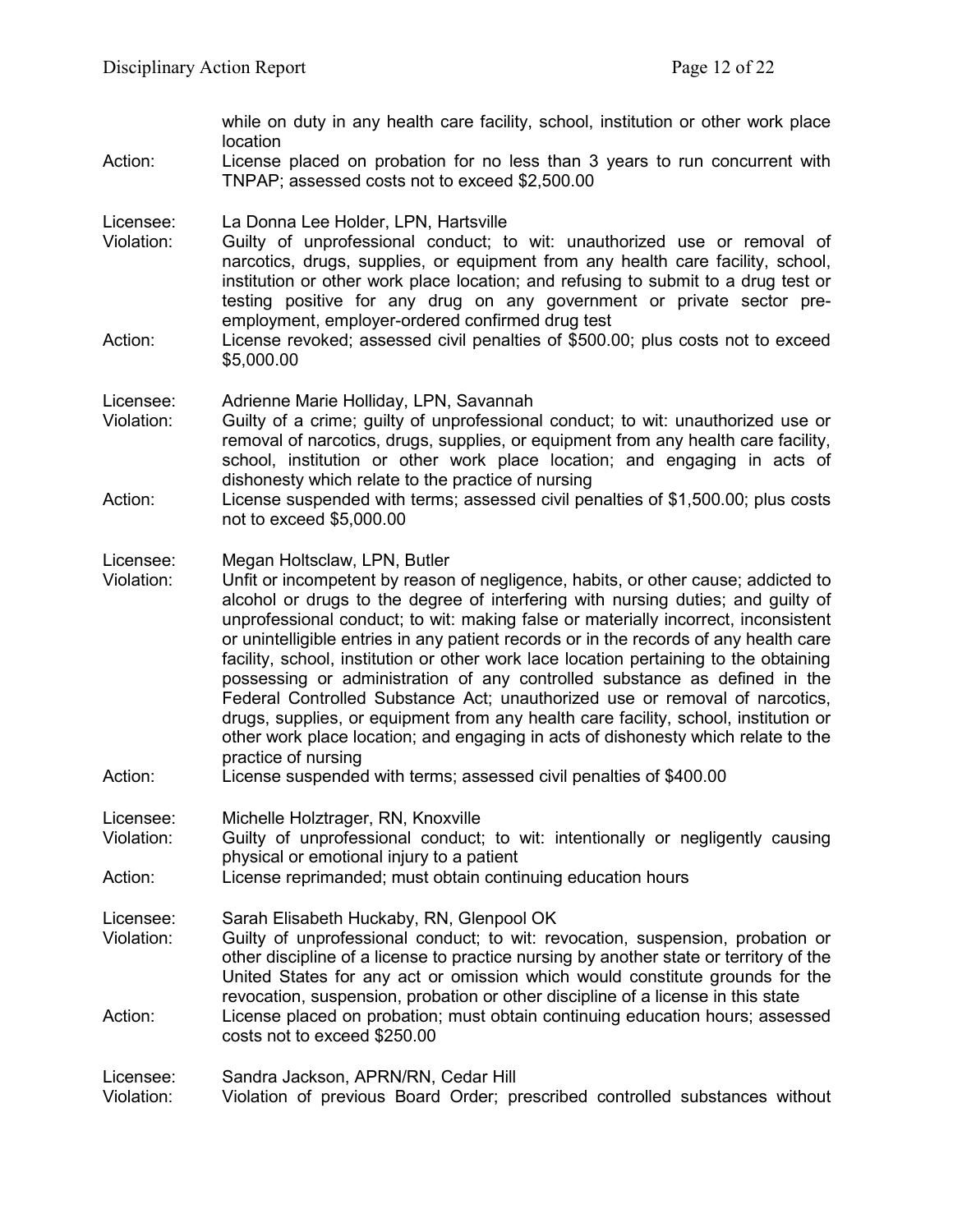while on duty in any health care facility, school, institution or other work place location

Action: License placed on probation for no less than 3 years to run concurrent with TNPAP; assessed costs not to exceed $2,500.00

Licensee: La Donna Lee Holder, LPN, Hartsville

Violation: Guilty of unprofessional conduct; to wit: unauthorized use or removal of narcotics, drugs, supplies, or equipment from any health care facility, school, institution or other work place location; and refusing to submit to a drug test or testing positive for any drug on any government or private sector pre-employment, employer-ordered confirmed drug test

Action: License revoked; assessed civil penalties of $500.00; plus costs not to exceed $5,000.00

Licensee: Adrienne Marie Holliday, LPN, Savannah

Violation: Guilty of a crime; guilty of unprofessional conduct; to wit: unauthorized use or removal of narcotics, drugs, supplies, or equipment from any health care facility, school, institution or other work place location; and engaging in acts of dishonesty which relate to the practice of nursing

Action: License suspended with terms; assessed civil penalties of $1,500.00; plus costs not to exceed $5,000.00

Licensee: Megan Holtsclaw, LPN, Butler

Violation: Unfit or incompetent by reason of negligence, habits, or other cause; addicted to alcohol or drugs to the degree of interfering with nursing duties; and guilty of unprofessional conduct; to wit: making false or materially incorrect, inconsistent or unintelligible entries in any patient records or in the records of any health care facility, school, institution or other work lace location pertaining to the obtaining possessing or administration of any controlled substance as defined in the Federal Controlled Substance Act; unauthorized use or removal of narcotics, drugs, supplies, or equipment from any health care facility, school, institution or other work place location; and engaging in acts of dishonesty which relate to the practice of nursing

Action: License suspended with terms; assessed civil penalties of $400.00

Licensee: Michelle Holztrager, RN, Knoxville

Violation: Guilty of unprofessional conduct; to wit: intentionally or negligently causing physical or emotional injury to a patient

Action: License reprimanded; must obtain continuing education hours

Licensee: Sarah Elisabeth Huckaby, RN, Glenpool OK

Violation: Guilty of unprofessional conduct; to wit: revocation, suspension, probation or other discipline of a license to practice nursing by another state or territory of the United States for any act or omission which would constitute grounds for the revocation, suspension, probation or other discipline of a license in this state

Action: License placed on probation; must obtain continuing education hours; assessed costs not to exceed $250.00

Licensee: Sandra Jackson, APRN/RN, Cedar Hill

Violation: Violation of previous Board Order; prescribed controlled substances without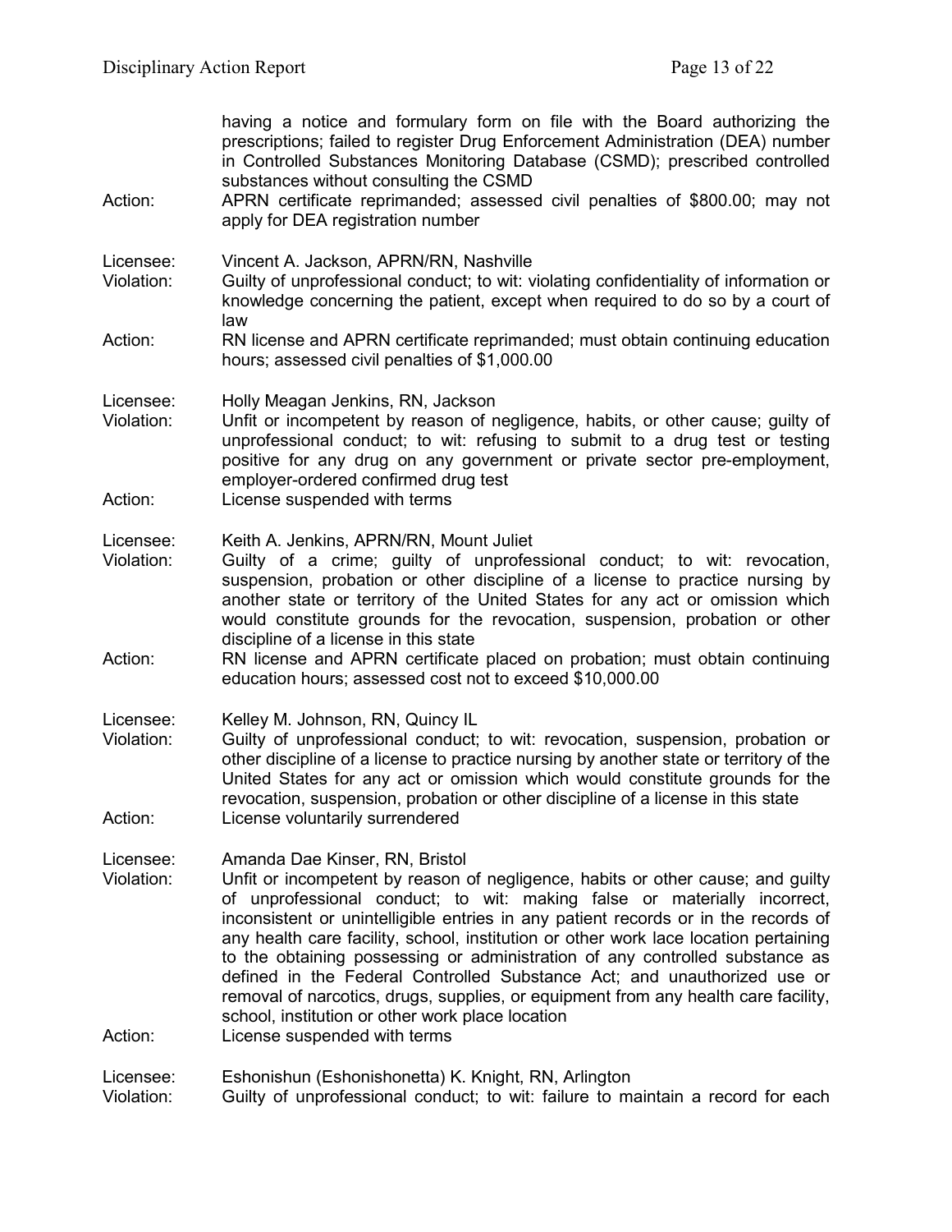having a notice and formulary form on file with the Board authorizing the prescriptions; failed to register Drug Enforcement Administration (DEA) number in Controlled Substances Monitoring Database (CSMD); prescribed controlled substances without consulting the CSMD

Action: APRN certificate reprimanded; assessed civil penalties of $800.00; may not apply for DEA registration number

Licensee: Vincent A. Jackson, APRN/RN, Nashville

Violation: Guilty of unprofessional conduct; to wit: violating confidentiality of information or knowledge concerning the patient, except when required to do so by a court of law

Action: RN license and APRN certificate reprimanded; must obtain continuing education hours; assessed civil penalties of $1,000.00

Licensee: Holly Meagan Jenkins, RN, Jackson

Violation: Unfit or incompetent by reason of negligence, habits, or other cause; guilty of unprofessional conduct; to wit: refusing to submit to a drug test or testing positive for any drug on any government or private sector pre-employment, employer-ordered confirmed drug test

Action: License suspended with terms

Licensee: Keith A. Jenkins, APRN/RN, Mount Juliet

Violation: Guilty of a crime; guilty of unprofessional conduct; to wit: revocation, suspension, probation or other discipline of a license to practice nursing by another state or territory of the United States for any act or omission which would constitute grounds for the revocation, suspension, probation or other discipline of a license in this state

Action: RN license and APRN certificate placed on probation; must obtain continuing education hours; assessed cost not to exceed $10,000.00

Licensee: Kelley M. Johnson, RN, Quincy IL

Violation: Guilty of unprofessional conduct; to wit: revocation, suspension, probation or other discipline of a license to practice nursing by another state or territory of the United States for any act or omission which would constitute grounds for the revocation, suspension, probation or other discipline of a license in this state

Action: License voluntarily surrendered

Licensee: Amanda Dae Kinser, RN, Bristol

Violation: Unfit or incompetent by reason of negligence, habits or other cause; and guilty of unprofessional conduct; to wit: making false or materially incorrect, inconsistent or unintelligible entries in any patient records or in the records of any health care facility, school, institution or other work lace location pertaining to the obtaining possessing or administration of any controlled substance as defined in the Federal Controlled Substance Act; and unauthorized use or removal of narcotics, drugs, supplies, or equipment from any health care facility, school, institution or other work place location

Action: License suspended with terms

Licensee: Eshonishun (Eshonishonetta) K. Knight, RN, Arlington

Violation: Guilty of unprofessional conduct; to wit: failure to maintain a record for each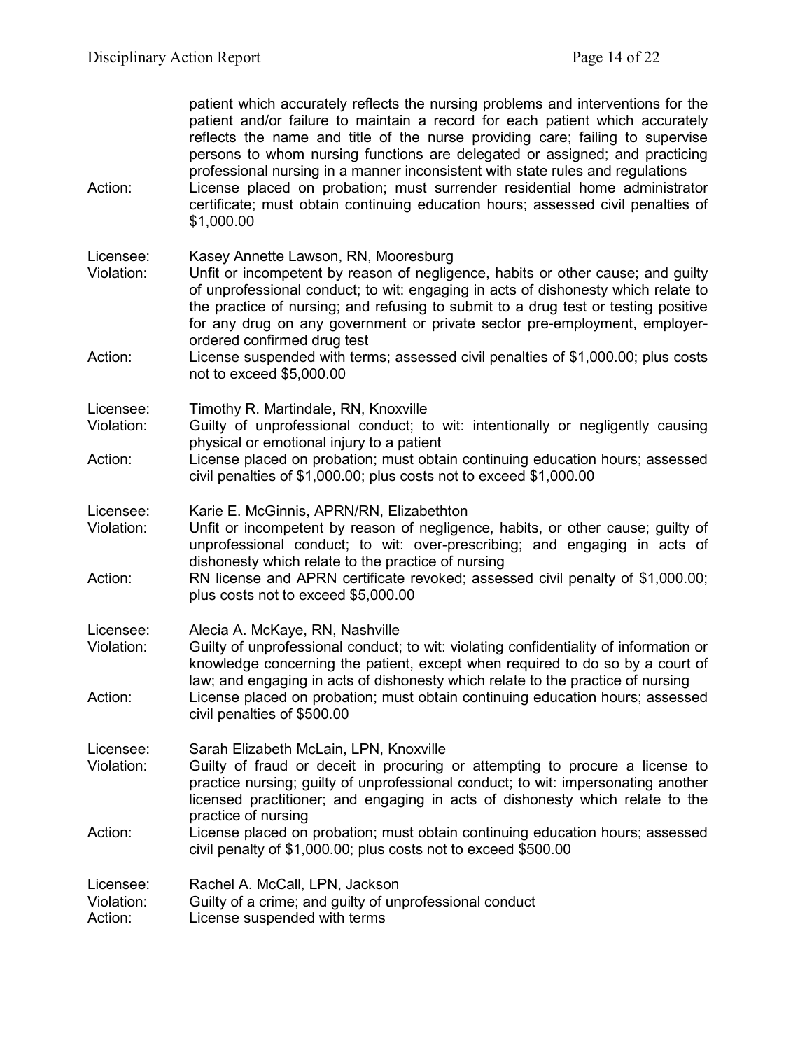patient which accurately reflects the nursing problems and interventions for the patient and/or failure to maintain a record for each patient which accurately reflects the name and title of the nurse providing care; failing to supervise persons to whom nursing functions are delegated or assigned; and practicing professional nursing in a manner inconsistent with state rules and regulations

Action: License placed on probation; must surrender residential home administrator certificate; must obtain continuing education hours; assessed civil penalties of $1,000.00

Licensee: Kasey Annette Lawson, RN, Mooresburg
Violation: Unfit or incompetent by reason of negligence, habits or other cause; and guilty of unprofessional conduct; to wit: engaging in acts of dishonesty which relate to the practice of nursing; and refusing to submit to a drug test or testing positive for any drug on any government or private sector pre-employment, employer-ordered confirmed drug test
Action: License suspended with terms; assessed civil penalties of $1,000.00; plus costs not to exceed $5,000.00

Licensee: Timothy R. Martindale, RN, Knoxville
Violation: Guilty of unprofessional conduct; to wit: intentionally or negligently causing physical or emotional injury to a patient
Action: License placed on probation; must obtain continuing education hours; assessed civil penalties of $1,000.00; plus costs not to exceed $1,000.00

Licensee: Karie E. McGinnis, APRN/RN, Elizabethton
Violation: Unfit or incompetent by reason of negligence, habits, or other cause; guilty of unprofessional conduct; to wit: over-prescribing; and engaging in acts of dishonesty which relate to the practice of nursing
Action: RN license and APRN certificate revoked; assessed civil penalty of $1,000.00; plus costs not to exceed $5,000.00

Licensee: Alecia A. McKaye, RN, Nashville
Violation: Guilty of unprofessional conduct; to wit: violating confidentiality of information or knowledge concerning the patient, except when required to do so by a court of law; and engaging in acts of dishonesty which relate to the practice of nursing
Action: License placed on probation; must obtain continuing education hours; assessed civil penalties of $500.00

Licensee: Sarah Elizabeth McLain, LPN, Knoxville
Violation: Guilty of fraud or deceit in procuring or attempting to procure a license to practice nursing; guilty of unprofessional conduct; to wit: impersonating another licensed practitioner; and engaging in acts of dishonesty which relate to the practice of nursing
Action: License placed on probation; must obtain continuing education hours; assessed civil penalty of $1,000.00; plus costs not to exceed $500.00

Licensee: Rachel A. McCall, LPN, Jackson
Violation: Guilty of a crime; and guilty of unprofessional conduct
Action: License suspended with terms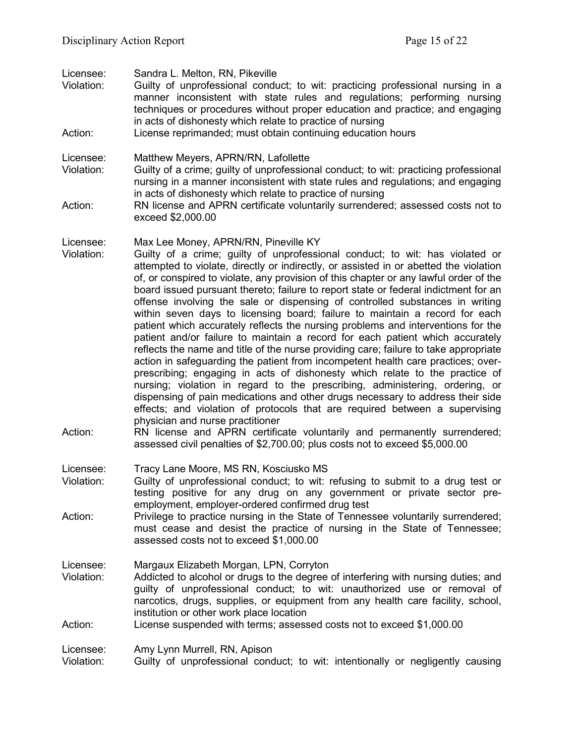Licensee: Sandra L. Melton, RN, Pikeville
Violation: Guilty of unprofessional conduct; to wit: practicing professional nursing in a manner inconsistent with state rules and regulations; performing nursing techniques or procedures without proper education and practice; and engaging in acts of dishonesty which relate to practice of nursing
Action: License reprimanded; must obtain continuing education hours

Licensee: Matthew Meyers, APRN/RN, Lafollette
Violation: Guilty of a crime; guilty of unprofessional conduct; to wit: practicing professional nursing in a manner inconsistent with state rules and regulations; and engaging in acts of dishonesty which relate to practice of nursing
Action: RN license and APRN certificate voluntarily surrendered; assessed costs not to exceed $2,000.00

Licensee: Max Lee Money, APRN/RN, Pineville KY
Violation: Guilty of a crime; guilty of unprofessional conduct; to wit: has violated or attempted to violate, directly or indirectly, or assisted in or abetted the violation of, or conspired to violate, any provision of this chapter or any lawful order of the board issued pursuant thereto; failure to report state or federal indictment for an offense involving the sale or dispensing of controlled substances in writing within seven days to licensing board; failure to maintain a record for each patient which accurately reflects the nursing problems and interventions for the patient and/or failure to maintain a record for each patient which accurately reflects the name and title of the nurse providing care; failure to take appropriate action in safeguarding the patient from incompetent health care practices; over-prescribing; engaging in acts of dishonesty which relate to the practice of nursing; violation in regard to the prescribing, administering, ordering, or dispensing of pain medications and other drugs necessary to address their side effects; and violation of protocols that are required between a supervising physician and nurse practitioner
Action: RN license and APRN certificate voluntarily and permanently surrendered; assessed civil penalties of $2,700.00; plus costs not to exceed $5,000.00

Licensee: Tracy Lane Moore, MS RN, Kosciusko MS
Violation: Guilty of unprofessional conduct; to wit: refusing to submit to a drug test or testing positive for any drug on any government or private sector pre-employment, employer-ordered confirmed drug test
Action: Privilege to practice nursing in the State of Tennessee voluntarily surrendered; must cease and desist the practice of nursing in the State of Tennessee; assessed costs not to exceed $1,000.00

Licensee: Margaux Elizabeth Morgan, LPN, Corryton
Violation: Addicted to alcohol or drugs to the degree of interfering with nursing duties; and guilty of unprofessional conduct; to wit: unauthorized use or removal of narcotics, drugs, supplies, or equipment from any health care facility, school, institution or other work place location
Action: License suspended with terms; assessed costs not to exceed $1,000.00

Licensee: Amy Lynn Murrell, RN, Apison
Violation: Guilty of unprofessional conduct; to wit: intentionally or negligently causing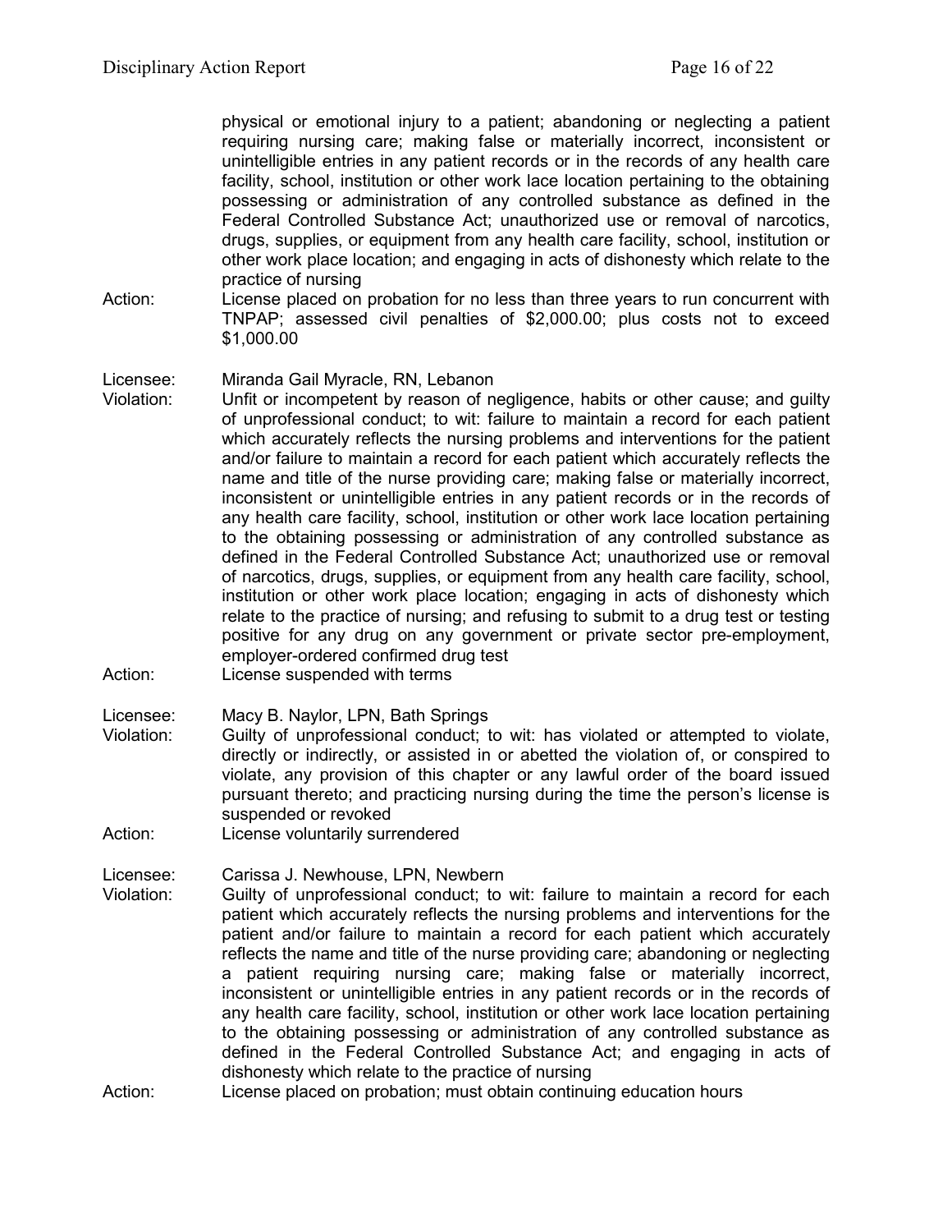physical or emotional injury to a patient; abandoning or neglecting a patient requiring nursing care; making false or materially incorrect, inconsistent or unintelligible entries in any patient records or in the records of any health care facility, school, institution or other work lace location pertaining to the obtaining possessing or administration of any controlled substance as defined in the Federal Controlled Substance Act; unauthorized use or removal of narcotics, drugs, supplies, or equipment from any health care facility, school, institution or other work place location; and engaging in acts of dishonesty which relate to the practice of nursing

Action: License placed on probation for no less than three years to run concurrent with TNPAP; assessed civil penalties of $2,000.00; plus costs not to exceed $1,000.00

Licensee: Miranda Gail Myracle, RN, Lebanon

Violation: Unfit or incompetent by reason of negligence, habits or other cause; and guilty of unprofessional conduct; to wit: failure to maintain a record for each patient which accurately reflects the nursing problems and interventions for the patient and/or failure to maintain a record for each patient which accurately reflects the name and title of the nurse providing care; making false or materially incorrect, inconsistent or unintelligible entries in any patient records or in the records of any health care facility, school, institution or other work lace location pertaining to the obtaining possessing or administration of any controlled substance as defined in the Federal Controlled Substance Act; unauthorized use or removal of narcotics, drugs, supplies, or equipment from any health care facility, school, institution or other work place location; engaging in acts of dishonesty which relate to the practice of nursing; and refusing to submit to a drug test or testing positive for any drug on any government or private sector pre-employment, employer-ordered confirmed drug test

Action: License suspended with terms

Licensee: Macy B. Naylor, LPN, Bath Springs

Violation: Guilty of unprofessional conduct; to wit: has violated or attempted to violate, directly or indirectly, or assisted in or abetted the violation of, or conspired to violate, any provision of this chapter or any lawful order of the board issued pursuant thereto; and practicing nursing during the time the person's license is suspended or revoked

Action: License voluntarily surrendered

Licensee: Carissa J. Newhouse, LPN, Newbern

Violation: Guilty of unprofessional conduct; to wit: failure to maintain a record for each patient which accurately reflects the nursing problems and interventions for the patient and/or failure to maintain a record for each patient which accurately reflects the name and title of the nurse providing care; abandoning or neglecting a patient requiring nursing care; making false or materially incorrect, inconsistent or unintelligible entries in any patient records or in the records of any health care facility, school, institution or other work lace location pertaining to the obtaining possessing or administration of any controlled substance as defined in the Federal Controlled Substance Act; and engaging in acts of dishonesty which relate to the practice of nursing

Action: License placed on probation; must obtain continuing education hours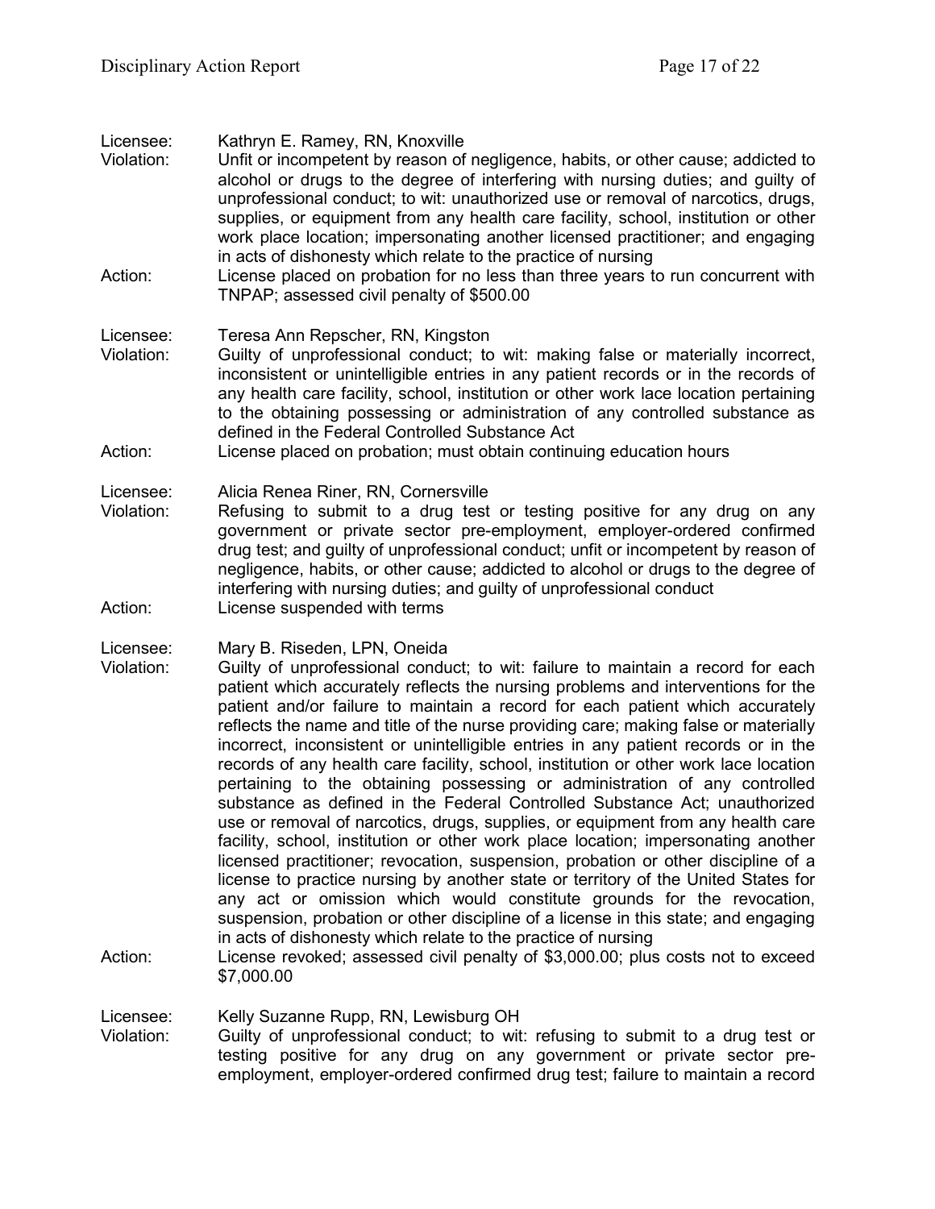Licensee: Kathryn E. Ramey, RN, Knoxville
Violation: Unfit or incompetent by reason of negligence, habits, or other cause; addicted to alcohol or drugs to the degree of interfering with nursing duties; and guilty of unprofessional conduct; to wit: unauthorized use or removal of narcotics, drugs, supplies, or equipment from any health care facility, school, institution or other work place location; impersonating another licensed practitioner; and engaging in acts of dishonesty which relate to the practice of nursing
Action: License placed on probation for no less than three years to run concurrent with TNPAP; assessed civil penalty of $500.00

Licensee: Teresa Ann Repscher, RN, Kingston
Violation: Guilty of unprofessional conduct; to wit: making false or materially incorrect, inconsistent or unintelligible entries in any patient records or in the records of any health care facility, school, institution or other work lace location pertaining to the obtaining possessing or administration of any controlled substance as defined in the Federal Controlled Substance Act
Action: License placed on probation; must obtain continuing education hours

Licensee: Alicia Renea Riner, RN, Cornersville
Violation: Refusing to submit to a drug test or testing positive for any drug on any government or private sector pre-employment, employer-ordered confirmed drug test; and guilty of unprofessional conduct; unfit or incompetent by reason of negligence, habits, or other cause; addicted to alcohol or drugs to the degree of interfering with nursing duties; and guilty of unprofessional conduct
Action: License suspended with terms

Licensee: Mary B. Riseden, LPN, Oneida
Violation: Guilty of unprofessional conduct; to wit: failure to maintain a record for each patient which accurately reflects the nursing problems and interventions for the patient and/or failure to maintain a record for each patient which accurately reflects the name and title of the nurse providing care; making false or materially incorrect, inconsistent or unintelligible entries in any patient records or in the records of any health care facility, school, institution or other work lace location pertaining to the obtaining possessing or administration of any controlled substance as defined in the Federal Controlled Substance Act; unauthorized use or removal of narcotics, drugs, supplies, or equipment from any health care facility, school, institution or other work place location; impersonating another licensed practitioner; revocation, suspension, probation or other discipline of a license to practice nursing by another state or territory of the United States for any act or omission which would constitute grounds for the revocation, suspension, probation or other discipline of a license in this state; and engaging in acts of dishonesty which relate to the practice of nursing
Action: License revoked; assessed civil penalty of $3,000.00; plus costs not to exceed $7,000.00

Licensee: Kelly Suzanne Rupp, RN, Lewisburg OH
Violation: Guilty of unprofessional conduct; to wit: refusing to submit to a drug test or testing positive for any drug on any government or private sector pre-employment, employer-ordered confirmed drug test; failure to maintain a record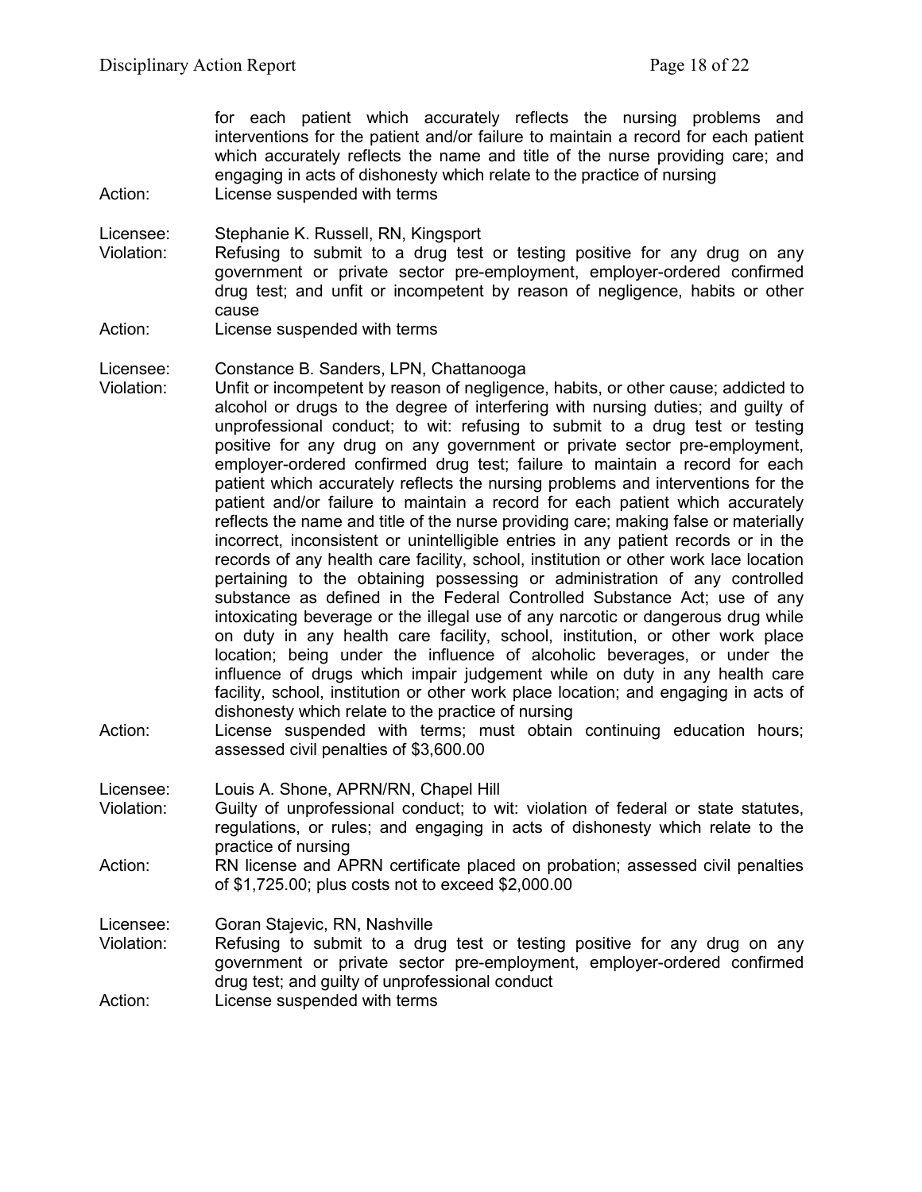for each patient which accurately reflects the nursing problems and interventions for the patient and/or failure to maintain a record for each patient which accurately reflects the name and title of the nurse providing care; and engaging in acts of dishonesty which relate to the practice of nursing

Action: License suspended with terms

Licensee: Stephanie K. Russell, RN, Kingsport

Violation: Refusing to submit to a drug test or testing positive for any drug on any government or private sector pre-employment, employer-ordered confirmed drug test; and unfit or incompetent by reason of negligence, habits or other cause

Action: License suspended with terms

Licensee: Constance B. Sanders, LPN, Chattanooga

Violation: Unfit or incompetent by reason of negligence, habits, or other cause; addicted to alcohol or drugs to the degree of interfering with nursing duties; and guilty of unprofessional conduct; to wit: refusing to submit to a drug test or testing positive for any drug on any government or private sector pre-employment, employer-ordered confirmed drug test; failure to maintain a record for each patient which accurately reflects the nursing problems and interventions for the patient and/or failure to maintain a record for each patient which accurately reflects the name and title of the nurse providing care; making false or materially incorrect, inconsistent or unintelligible entries in any patient records or in the records of any health care facility, school, institution or other work lace location pertaining to the obtaining possessing or administration of any controlled substance as defined in the Federal Controlled Substance Act; use of any intoxicating beverage or the illegal use of any narcotic or dangerous drug while on duty in any health care facility, school, institution, or other work place location; being under the influence of alcoholic beverages, or under the influence of drugs which impair judgement while on duty in any health care facility, school, institution or other work place location; and engaging in acts of dishonesty which relate to the practice of nursing

Action: License suspended with terms; must obtain continuing education hours; assessed civil penalties of $3,600.00

Licensee: Louis A. Shone, APRN/RN, Chapel Hill

Violation: Guilty of unprofessional conduct; to wit: violation of federal or state statutes, regulations, or rules; and engaging in acts of dishonesty which relate to the practice of nursing

Action: RN license and APRN certificate placed on probation; assessed civil penalties of $1,725.00; plus costs not to exceed $2,000.00

Licensee: Goran Stajevic, RN, Nashville

Violation: Refusing to submit to a drug test or testing positive for any drug on any government or private sector pre-employment, employer-ordered confirmed drug test; and guilty of unprofessional conduct

Action: License suspended with terms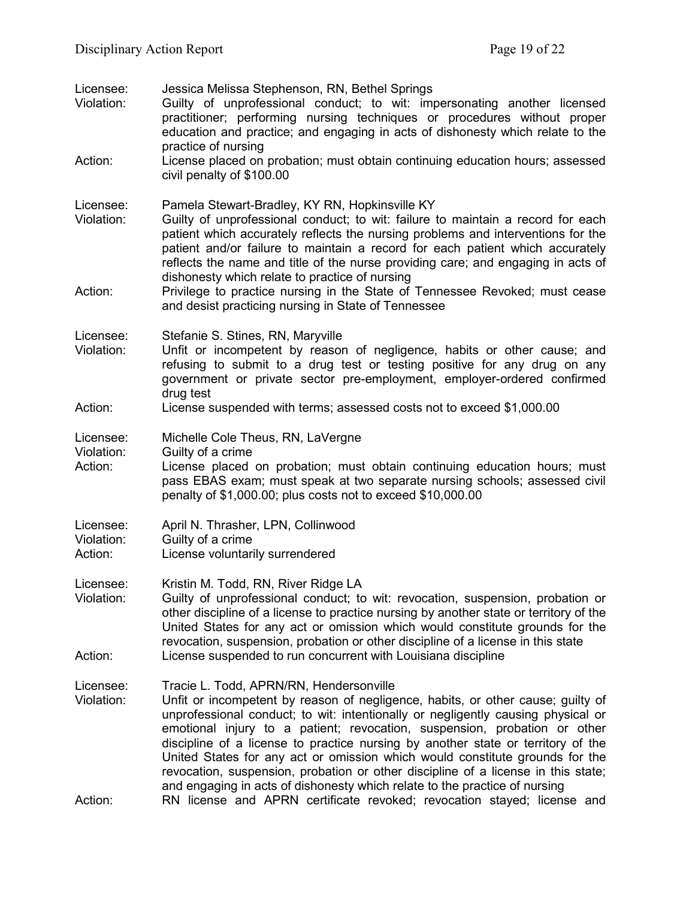Licensee: Jessica Melissa Stephenson, RN, Bethel Springs
Violation: Guilty of unprofessional conduct; to wit: impersonating another licensed practitioner; performing nursing techniques or procedures without proper education and practice; and engaging in acts of dishonesty which relate to the practice of nursing
Action: License placed on probation; must obtain continuing education hours; assessed civil penalty of $100.00

Licensee: Pamela Stewart-Bradley, KY RN, Hopkinsville KY
Violation: Guilty of unprofessional conduct; to wit: failure to maintain a record for each patient which accurately reflects the nursing problems and interventions for the patient and/or failure to maintain a record for each patient which accurately reflects the name and title of the nurse providing care; and engaging in acts of dishonesty which relate to practice of nursing
Action: Privilege to practice nursing in the State of Tennessee Revoked; must cease and desist practicing nursing in State of Tennessee

Licensee: Stefanie S. Stines, RN, Maryville
Violation: Unfit or incompetent by reason of negligence, habits or other cause; and refusing to submit to a drug test or testing positive for any drug on any government or private sector pre-employment, employer-ordered confirmed drug test
Action: License suspended with terms; assessed costs not to exceed $1,000.00

Licensee: Michelle Cole Theus, RN, LaVergne
Violation: Guilty of a crime
Action: License placed on probation; must obtain continuing education hours; must pass EBAS exam; must speak at two separate nursing schools; assessed civil penalty of $1,000.00; plus costs not to exceed $10,000.00

Licensee: April N. Thrasher, LPN, Collinwood
Violation: Guilty of a crime
Action: License voluntarily surrendered

Licensee: Kristin M. Todd, RN, River Ridge LA
Violation: Guilty of unprofessional conduct; to wit: revocation, suspension, probation or other discipline of a license to practice nursing by another state or territory of the United States for any act or omission which would constitute grounds for the revocation, suspension, probation or other discipline of a license in this state
Action: License suspended to run concurrent with Louisiana discipline

Licensee: Tracie L. Todd, APRN/RN, Hendersonville
Violation: Unfit or incompetent by reason of negligence, habits, or other cause; guilty of unprofessional conduct; to wit: intentionally or negligently causing physical or emotional injury to a patient; revocation, suspension, probation or other discipline of a license to practice nursing by another state or territory of the United States for any act or omission which would constitute grounds for the revocation, suspension, probation or other discipline of a license in this state; and engaging in acts of dishonesty which relate to the practice of nursing
Action: RN license and APRN certificate revoked; revocation stayed; license and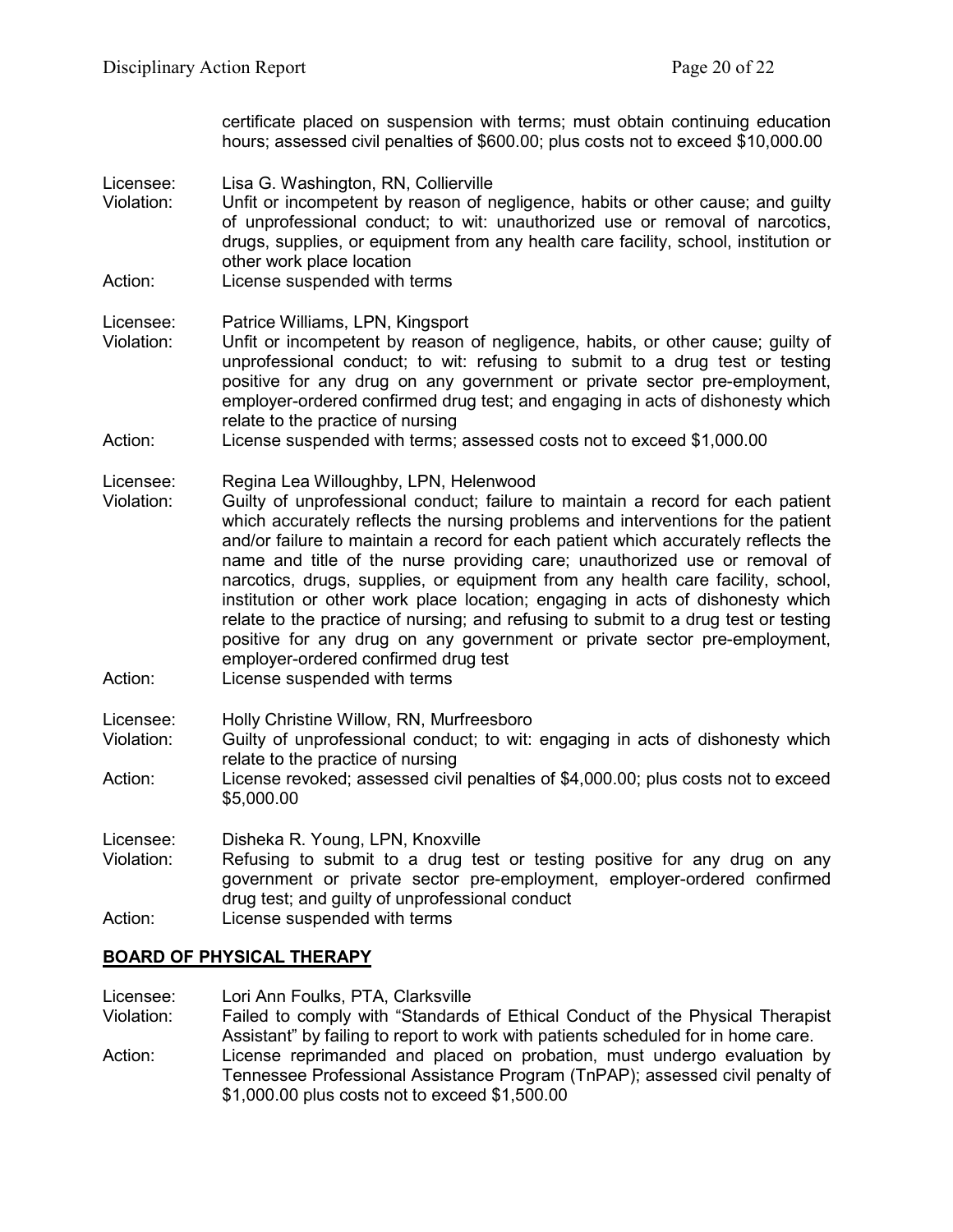certificate placed on suspension with terms; must obtain continuing education hours; assessed civil penalties of $600.00; plus costs not to exceed $10,000.00

Licensee: Lisa G. Washington, RN, Collierville
Violation: Unfit or incompetent by reason of negligence, habits or other cause; and guilty of unprofessional conduct; to wit: unauthorized use or removal of narcotics, drugs, supplies, or equipment from any health care facility, school, institution or other work place location
Action: License suspended with terms

Licensee: Patrice Williams, LPN, Kingsport
Violation: Unfit or incompetent by reason of negligence, habits, or other cause; guilty of unprofessional conduct; to wit: refusing to submit to a drug test or testing positive for any drug on any government or private sector pre-employment, employer-ordered confirmed drug test; and engaging in acts of dishonesty which relate to the practice of nursing
Action: License suspended with terms; assessed costs not to exceed $1,000.00

Licensee: Regina Lea Willoughby, LPN, Helenwood
Violation: Guilty of unprofessional conduct; failure to maintain a record for each patient which accurately reflects the nursing problems and interventions for the patient and/or failure to maintain a record for each patient which accurately reflects the name and title of the nurse providing care; unauthorized use or removal of narcotics, drugs, supplies, or equipment from any health care facility, school, institution or other work place location; engaging in acts of dishonesty which relate to the practice of nursing; and refusing to submit to a drug test or testing positive for any drug on any government or private sector pre-employment, employer-ordered confirmed drug test
Action: License suspended with terms

Licensee: Holly Christine Willow, RN, Murfreesboro
Violation: Guilty of unprofessional conduct; to wit: engaging in acts of dishonesty which relate to the practice of nursing
Action: License revoked; assessed civil penalties of $4,000.00; plus costs not to exceed $5,000.00

Licensee: Disheka R. Young, LPN, Knoxville
Violation: Refusing to submit to a drug test or testing positive for any drug on any government or private sector pre-employment, employer-ordered confirmed drug test; and guilty of unprofessional conduct
Action: License suspended with terms

## BOARD OF PHYSICAL THERAPY

Licensee: Lori Ann Foulks, PTA, Clarksville
Violation: Failed to comply with "Standards of Ethical Conduct of the Physical Therapist Assistant" by failing to report to work with patients scheduled for in home care.
Action: License reprimanded and placed on probation, must undergo evaluation by Tennessee Professional Assistance Program (TnPAP); assessed civil penalty of $1,000.00 plus costs not to exceed $1,500.00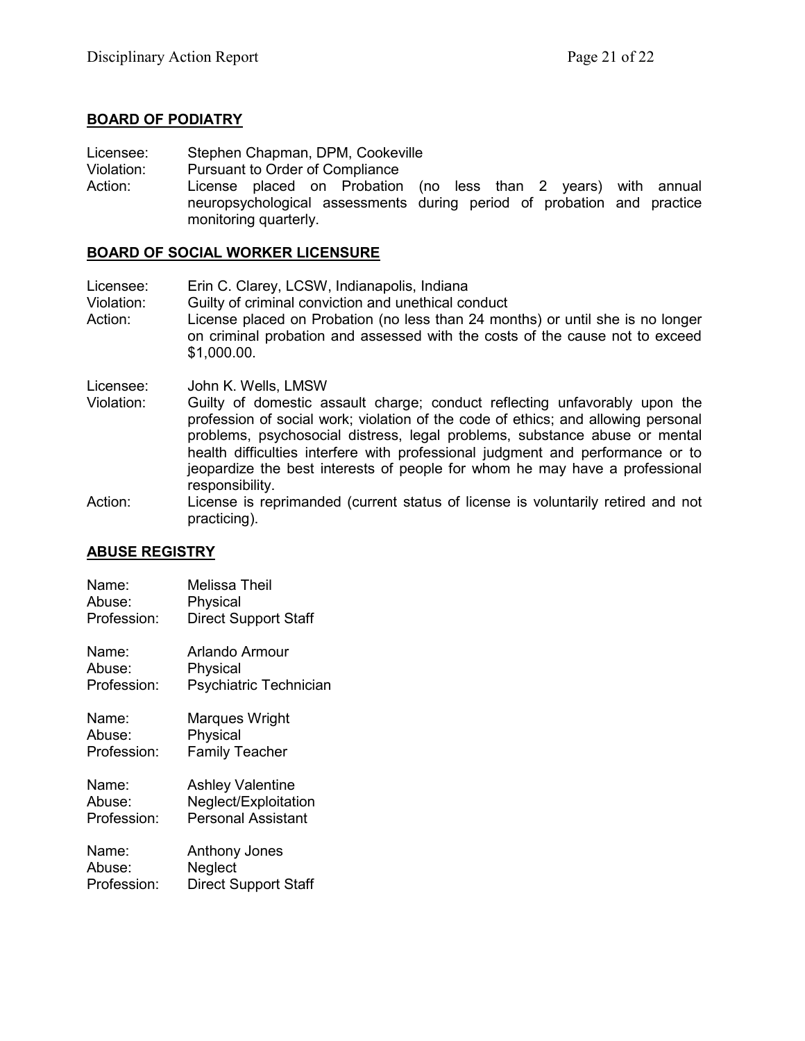## BOARD OF PODIATRY

Licensee: Stephen Chapman, DPM, Cookeville
Violation: Pursuant to Order of Compliance
Action: License placed on Probation (no less than 2 years) with annual neuropsychological assessments during period of probation and practice monitoring quarterly.

## BOARD OF SOCIAL WORKER LICENSURE

Licensee: Erin C. Clarey, LCSW, Indianapolis, Indiana
Violation: Guilty of criminal conviction and unethical conduct
Action: License placed on Probation (no less than 24 months) or until she is no longer on criminal probation and assessed with the costs of the cause not to exceed $1,000.00.

Licensee: John K. Wells, LMSW
Violation: Guilty of domestic assault charge; conduct reflecting unfavorably upon the profession of social work; violation of the code of ethics; and allowing personal problems, psychosocial distress, legal problems, substance abuse or mental health difficulties interfere with professional judgment and performance or to jeopardize the best interests of people for whom he may have a professional responsibility.
Action: License is reprimanded (current status of license is voluntarily retired and not practicing).

## ABUSE REGISTRY

Name: Melissa Theil
Abuse: Physical
Profession: Direct Support Staff

Name: Arlando Armour
Abuse: Physical
Profession: Psychiatric Technician

Name: Marques Wright
Abuse: Physical
Profession: Family Teacher

Name: Ashley Valentine
Abuse: Neglect/Exploitation
Profession: Personal Assistant

Name: Anthony Jones
Abuse: Neglect
Profession: Direct Support Staff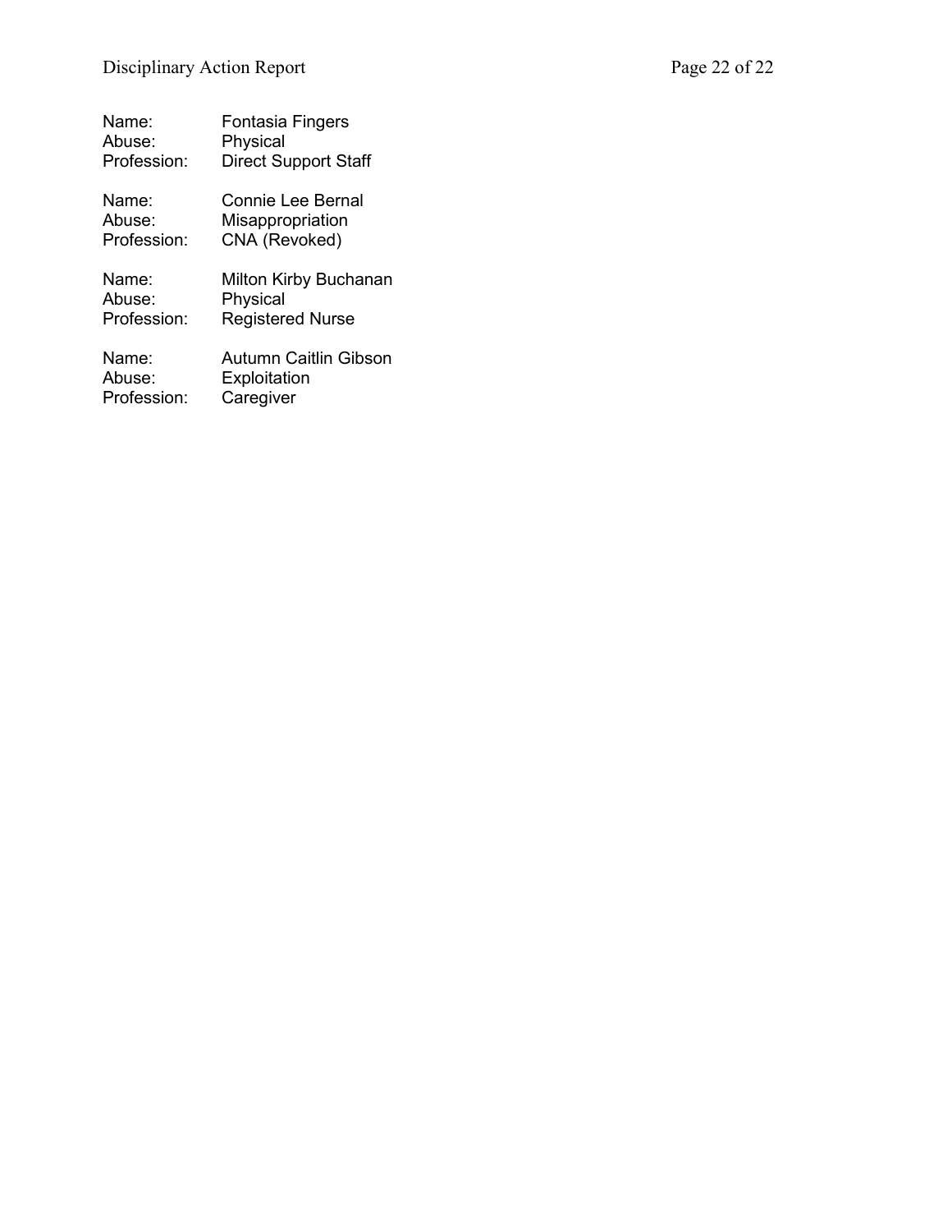Name: Fontasia Fingers
Abuse: Physical
Profession: Direct Support Staff

Name: Connie Lee Bernal
Abuse: Misappropriation
Profession: CNA (Revoked)

Name: Milton Kirby Buchanan
Abuse: Physical
Profession: Registered Nurse

Name: Autumn Caitlin Gibson
Abuse: Exploitation
Profession: Caregiver